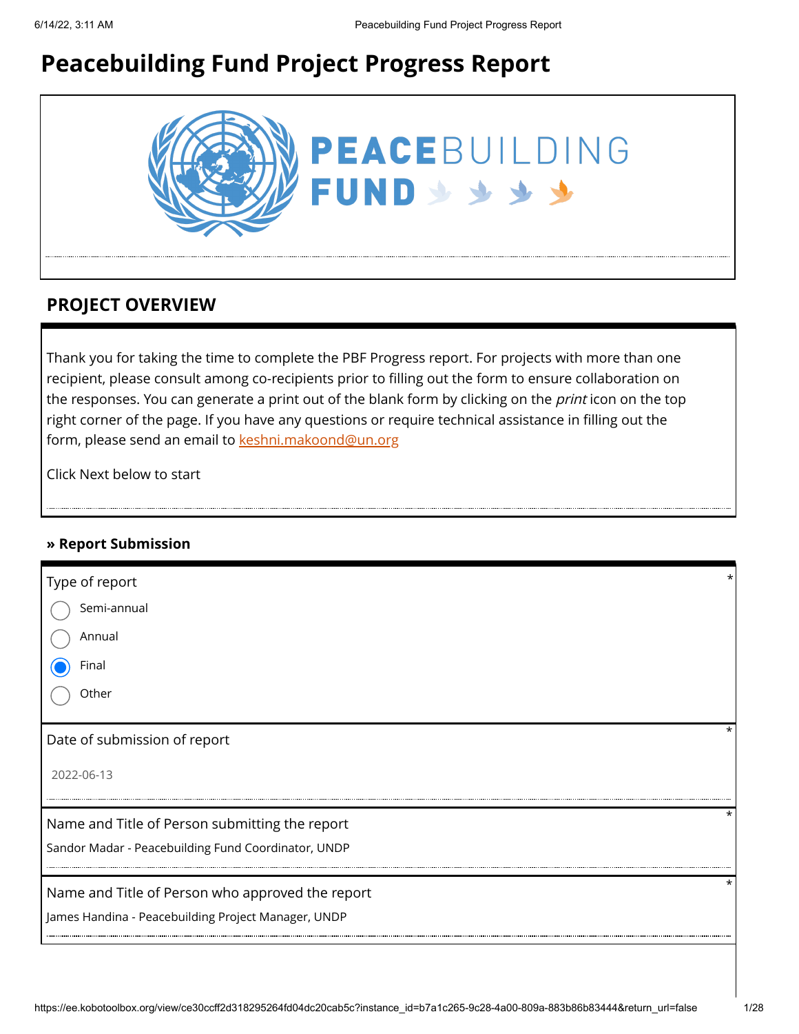# Peacebuilding Fund Project Progress Report

PEACEBUILDING FUND

## PROJECT OVERVIEW

Thank you for taking the time to complete the PBF Progress report. For projects with more than one recipient, please consult among co-recipients prior to filling out the form to ensure collaboration on the responses. You can generate a print out of the blank form by clicking on the *print* icon on the top right corner of the page. If you have any questions or require technical assistance in filling out the form, please send an email to [keshni.makoond@un.org](mailto:keshni.makoond@un.org)

Click Next below to start

### » Report Submission

Type of report *

- ○ Semi-annual
- ○ Annual
- ◉ Final
- ○ Other

Date of submission of report *

2022-06-13

Name and Title of Person submitting the report *

Sandor Madar - Peacebuilding Fund Coordinator, UNDP

Name and Title of Person who approved the report *

James Handina - Peacebuilding Project Manager, UNDP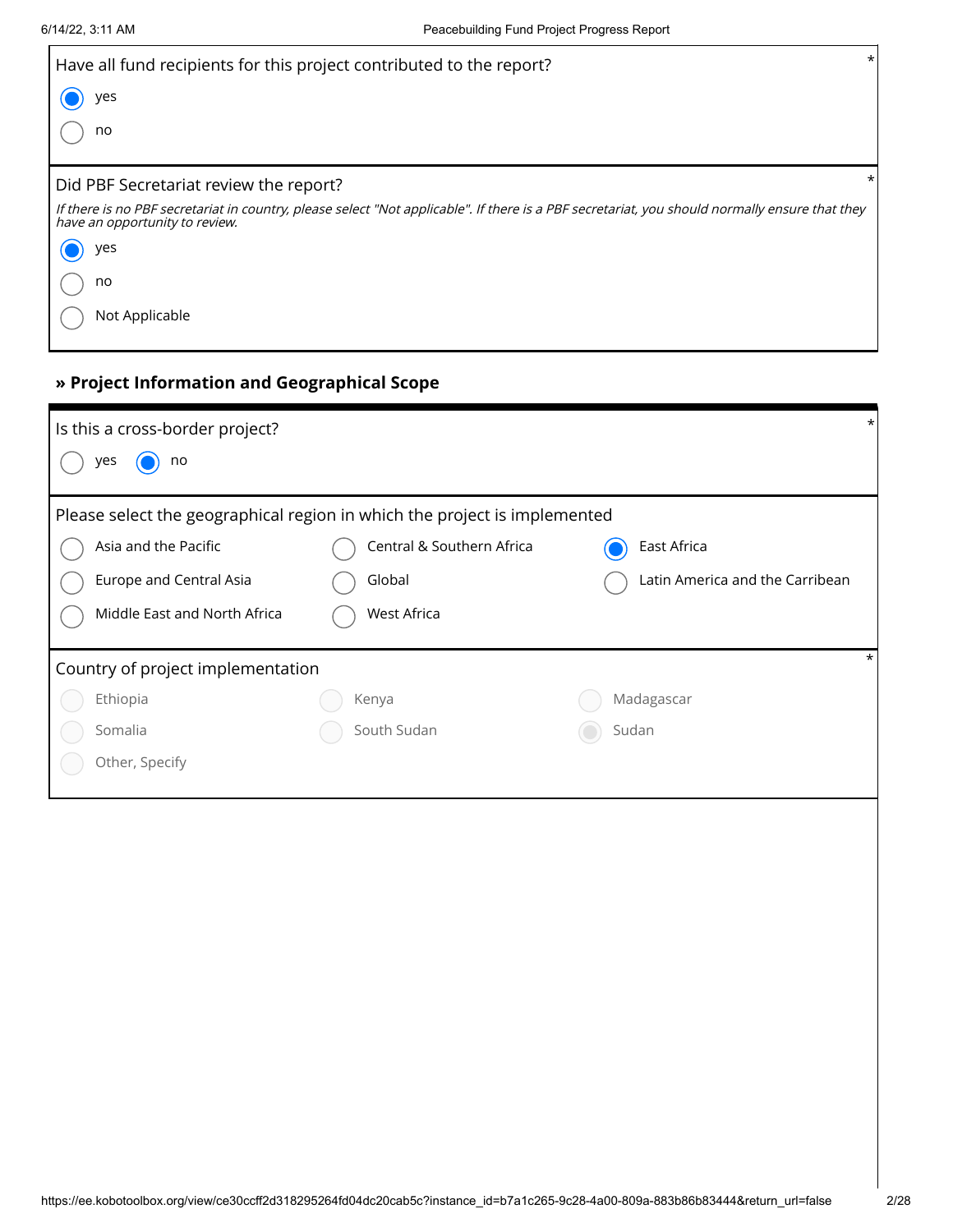Have all fund recipients for this project contributed to the report? *

- (x) yes
- ( ) no

Did PBF Secretariat review the report? *

*If there is no PBF secretariat in country, please select "Not applicable". If there is a PBF secretariat, you should normally ensure that they have an opportunity to review.*

- (x) yes
- ( ) no
- ( ) Not Applicable

## » Project Information and Geographical Scope

Is this a cross-border project? *

- ( ) yes
- (x) no

Please select the geographical region in which the project is implemented

- ( ) Asia and the Pacific
- ( ) Central & Southern Africa
- (x) East Africa
- ( ) Europe and Central Asia
- ( ) Global
- ( ) Latin America and the Carribean
- ( ) Middle East and North Africa
- ( ) West Africa

Country of project implementation *

- ( ) Ethiopia
- ( ) Kenya
- ( ) Madagascar
- ( ) Somalia
- ( ) South Sudan
- (x) Sudan
- ( ) Other, Specify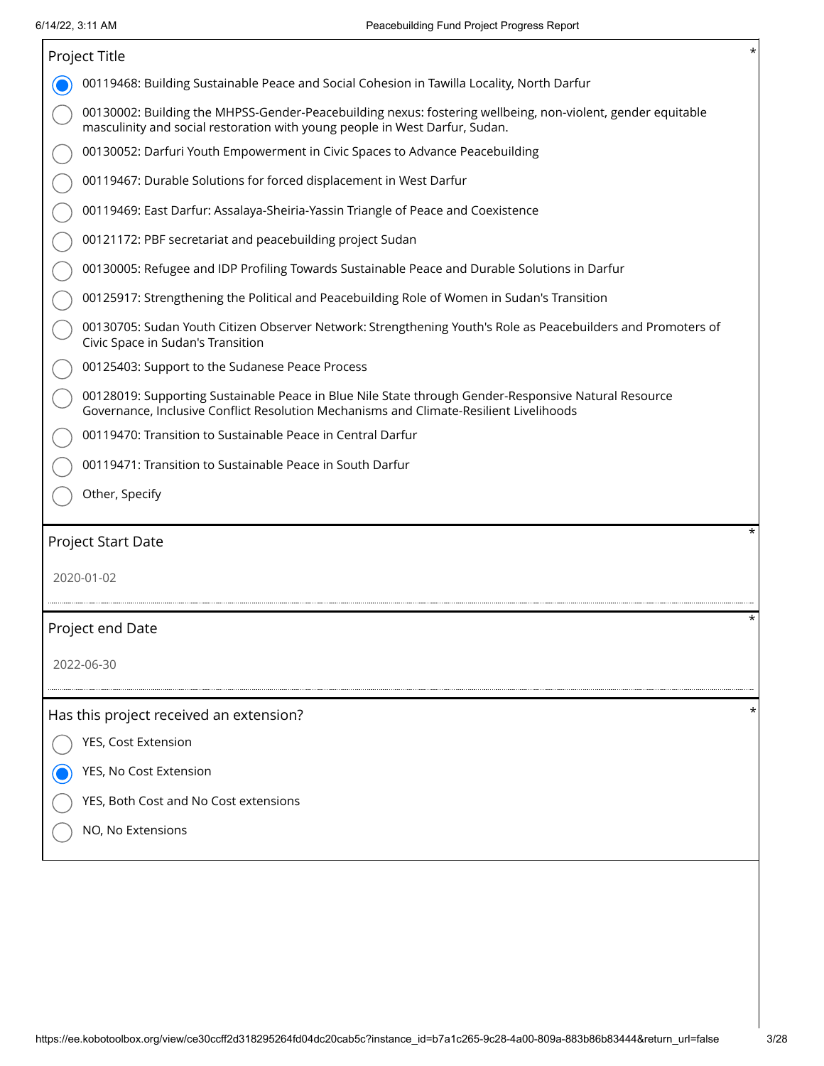## Project Title *

- (selected) 00119468: Building Sustainable Peace and Social Cohesion in Tawilla Locality, North Darfur
- 00130002: Building the MHPSS-Gender-Peacebuilding nexus: fostering wellbeing, non-violent, gender equitable masculinity and social restoration with young people in West Darfur, Sudan.
- 00130052: Darfuri Youth Empowerment in Civic Spaces to Advance Peacebuilding
- 00119467: Durable Solutions for forced displacement in West Darfur
- 00119469: East Darfur: Assalaya-Sheiria-Yassin Triangle of Peace and Coexistence
- 00121172: PBF secretariat and peacebuilding project Sudan
- 00130005: Refugee and IDP Profiling Towards Sustainable Peace and Durable Solutions in Darfur
- 00125917: Strengthening the Political and Peacebuilding Role of Women in Sudan's Transition
- 00130705: Sudan Youth Citizen Observer Network: Strengthening Youth's Role as Peacebuilders and Promoters of Civic Space in Sudan's Transition
- 00125403: Support to the Sudanese Peace Process
- 00128019: Supporting Sustainable Peace in Blue Nile State through Gender-Responsive Natural Resource Governance, Inclusive Conflict Resolution Mechanisms and Climate-Resilient Livelihoods
- 00119470: Transition to Sustainable Peace in Central Darfur
- 00119471: Transition to Sustainable Peace in South Darfur
- Other, Specify

## Project Start Date *

2020-01-02

## Project end Date *

2022-06-30

## Has this project received an extension? *

- YES, Cost Extension
- (selected) YES, No Cost Extension
- YES, Both Cost and No Cost extensions
- NO, No Extensions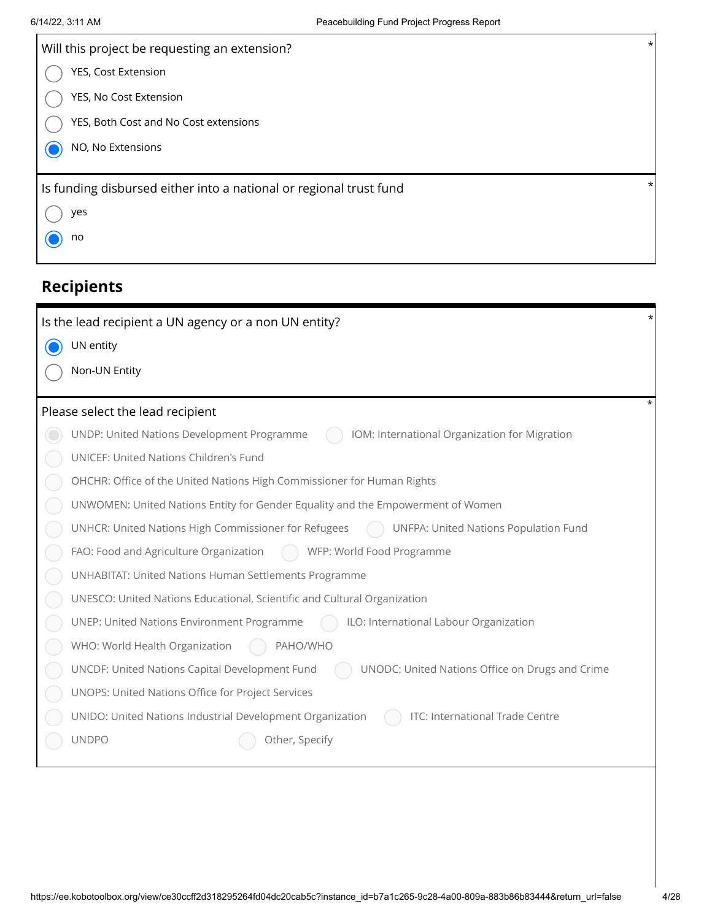Will this project be requesting an extension? *

- ( ) YES, Cost Extension
- ( ) YES, No Cost Extension
- ( ) YES, Both Cost and No Cost extensions
- (x) NO, No Extensions

Is funding disbursed either into a national or regional trust fund *

- ( ) yes
- (x) no

## Recipients

Is the lead recipient a UN agency or a non UN entity? *

- (x) UN entity
- ( ) Non-UN Entity

Please select the lead recipient *

- (x) UNDP: United Nations Development Programme
- ( ) IOM: International Organization for Migration
- ( ) UNICEF: United Nations Children's Fund
- ( ) OHCHR: Office of the United Nations High Commissioner for Human Rights
- ( ) UNWOMEN: United Nations Entity for Gender Equality and the Empowerment of Women
- ( ) UNHCR: United Nations High Commissioner for Refugees
- ( ) UNFPA: United Nations Population Fund
- ( ) FAO: Food and Agriculture Organization
- ( ) WFP: World Food Programme
- ( ) UNHABITAT: United Nations Human Settlements Programme
- ( ) UNESCO: United Nations Educational, Scientific and Cultural Organization
- ( ) UNEP: United Nations Environment Programme
- ( ) ILO: International Labour Organization
- ( ) WHO: World Health Organization
- ( ) PAHO/WHO
- ( ) UNCDF: United Nations Capital Development Fund
- ( ) UNODC: United Nations Office on Drugs and Crime
- ( ) UNOPS: United Nations Office for Project Services
- ( ) UNIDO: United Nations Industrial Development Organization
- ( ) ITC: International Trade Centre
- ( ) UNDPO
- ( ) Other, Specify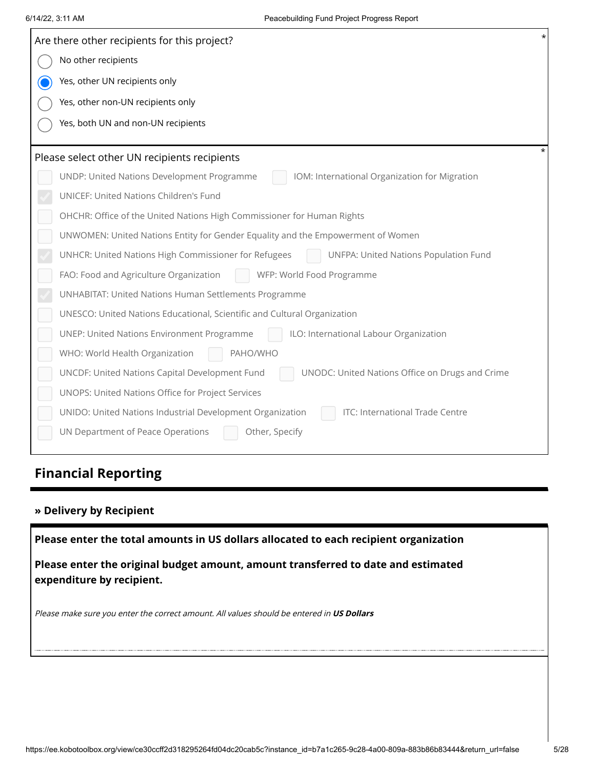Are there other recipients for this project? *

- ( ) No other recipients
- (x) Yes, other UN recipients only
- ( ) Yes, other non-UN recipients only
- ( ) Yes, both UN and non-UN recipients

Please select other UN recipients recipients *

- [ ] UNDP: United Nations Development Programme
- [ ] IOM: International Organization for Migration
- [x] UNICEF: United Nations Children's Fund
- [ ] OHCHR: Office of the United Nations High Commissioner for Human Rights
- [ ] UNWOMEN: United Nations Entity for Gender Equality and the Empowerment of Women
- [x] UNHCR: United Nations High Commissioner for Refugees
- [ ] UNFPA: United Nations Population Fund
- [ ] FAO: Food and Agriculture Organization
- [ ] WFP: World Food Programme
- [x] UNHABITAT: United Nations Human Settlements Programme
- [ ] UNESCO: United Nations Educational, Scientific and Cultural Organization
- [ ] UNEP: United Nations Environment Programme
- [ ] ILO: International Labour Organization
- [ ] WHO: World Health Organization
- [ ] PAHO/WHO
- [ ] UNCDF: United Nations Capital Development Fund
- [ ] UNODC: United Nations Office on Drugs and Crime
- [ ] UNOPS: United Nations Office for Project Services
- [ ] UNIDO: United Nations Industrial Development Organization
- [ ] ITC: International Trade Centre
- [ ] UN Department of Peace Operations
- [ ] Other, Specify

## Financial Reporting

### » Delivery by Recipient

**Please enter the total amounts in US dollars allocated to each recipient organization**

**Please enter the original budget amount, amount transferred to date and estimated expenditure by recipient.**

*Please make sure you enter the correct amount. All values should be entered in **US Dollars***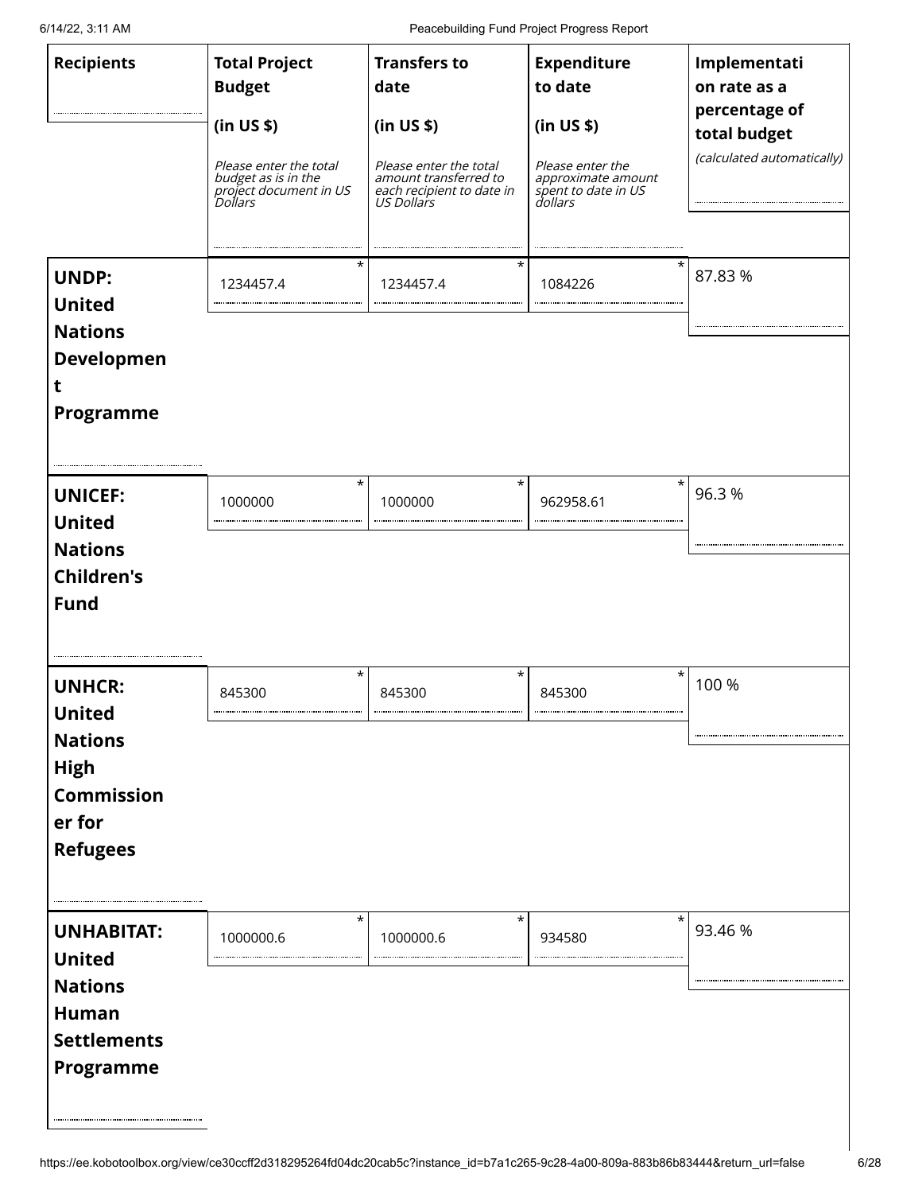| Recipients | Total Project Budget (in US $) *Please enter the total budget as is in the project document in US Dollars* | Transfers to date (in US $) *Please enter the total amount transferred to each recipient to date in US Dollars* | Expenditure to date (in US $) *Please enter the approximate amount spent to date in US dollars* | Implementation rate as a percentage of total budget *(calculated automatically)* |
|---|---|---|---|---|
| **UNDP: United Nations Development Programme** | 1234457.4 * | 1234457.4 * | 1084226 * | 87.83 % |
| **UNICEF: United Nations Children's Fund** | 1000000 * | 1000000 * | 962958.61 * | 96.3 % |
| **UNHCR: United Nations High Commissioner for Refugees** | 845300 * | 845300 * | 845300 * | 100 % |
| **UNHABITAT: United Nations Human Settlements Programme** | 1000000.6 * | 1000000.6 * | 934580 * | 93.46 % |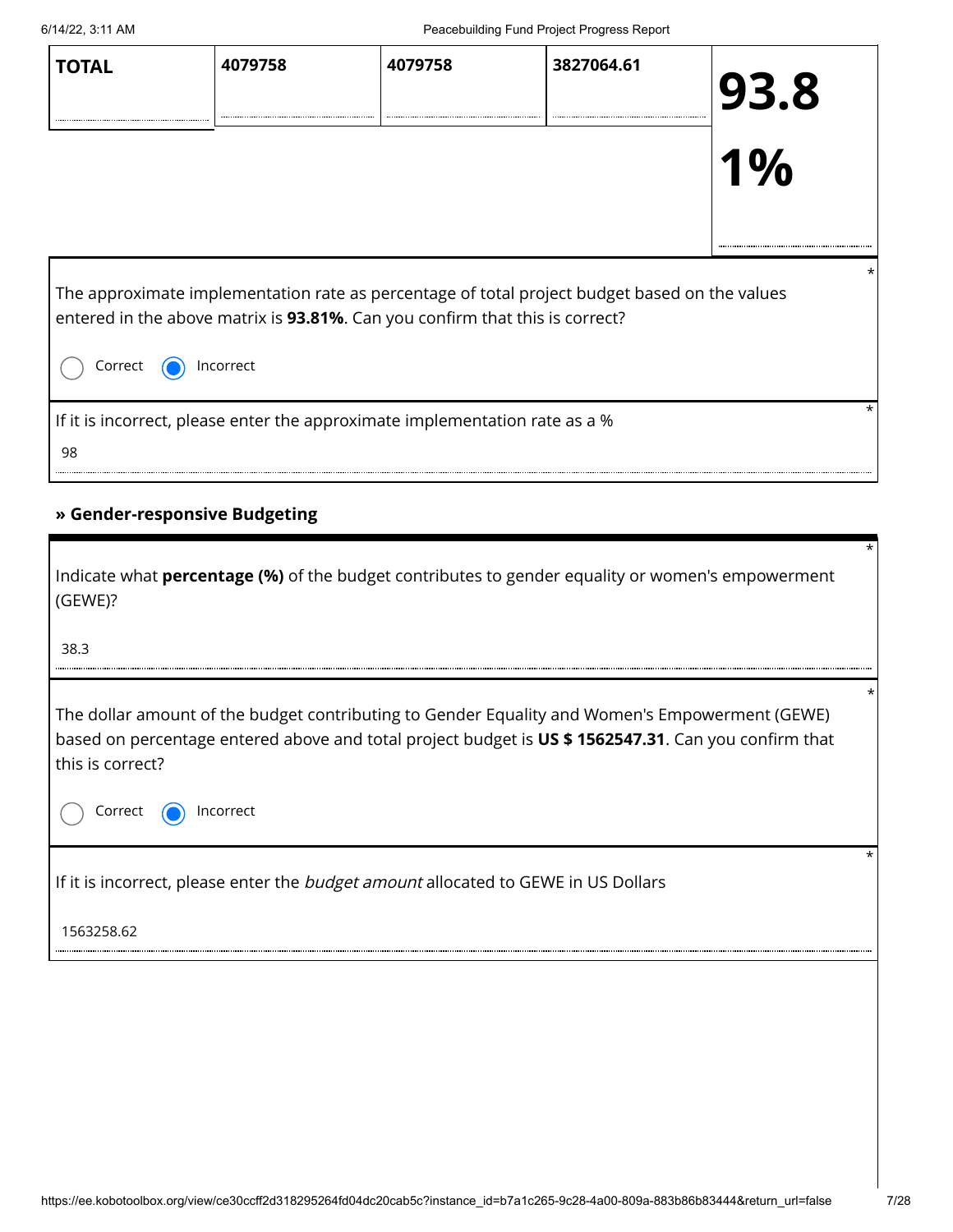| TOTAL | 4079758 | 4079758 | 3827064.61 | 93.81% |
|---|---|---|---|---|

The approximate implementation rate as percentage of total project budget based on the values entered in the above matrix is **93.81%**. Can you confirm that this is correct? *

- ◯ Correct
- ◉ Incorrect

If it is incorrect, please enter the approximate implementation rate as a % *

98

### » Gender-responsive Budgeting

Indicate what **percentage (%)** of the budget contributes to gender equality or women's empowerment (GEWE)? *

38.3

The dollar amount of the budget contributing to Gender Equality and Women's Empowerment (GEWE) based on percentage entered above and total project budget is **US $ 1562547.31**. Can you confirm that this is correct? *

- ◯ Correct
- ◉ Incorrect

If it is incorrect, please enter the *budget amount* allocated to GEWE in US Dollars *

1563258.62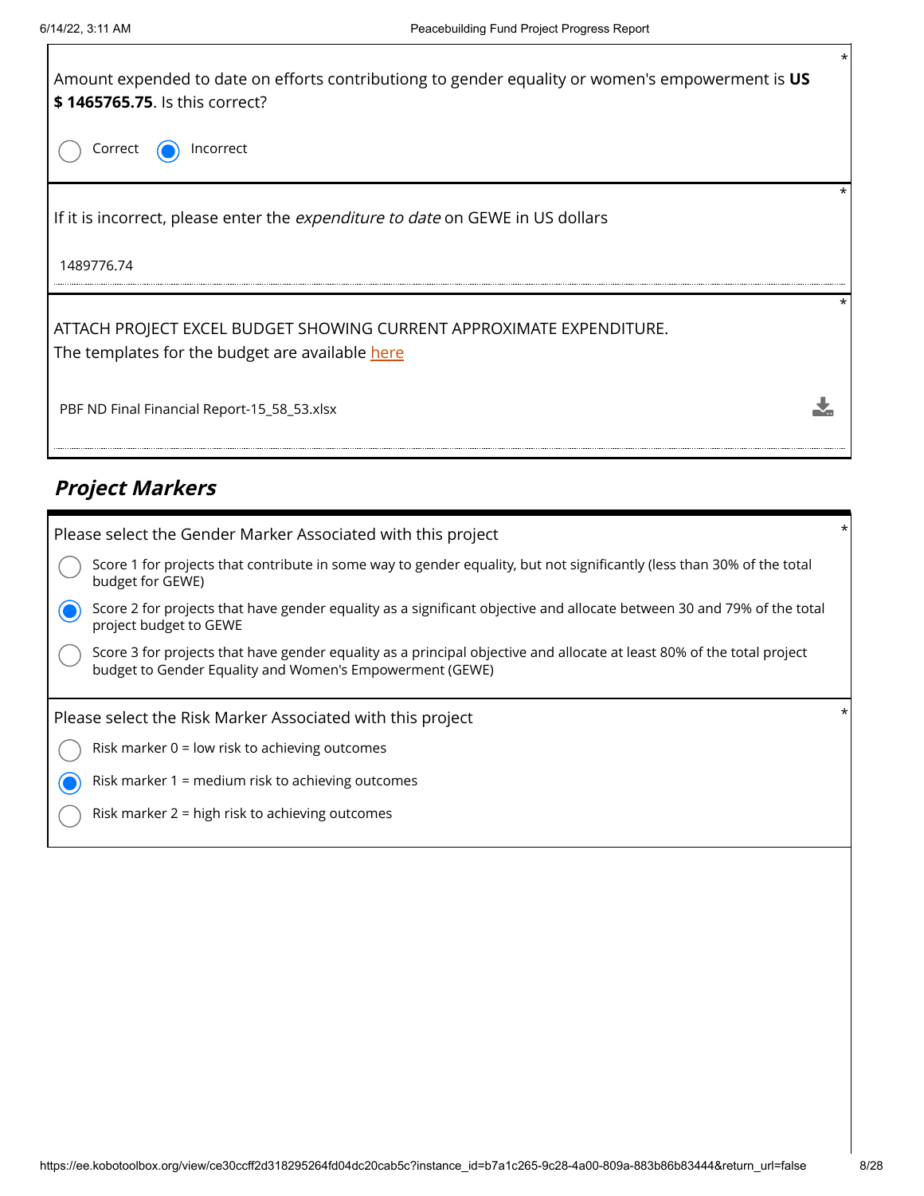Amount expended to date on efforts contributiong to gender equality or women's empowerment is **US $ 1465765.75**. Is this correct? *

- ○ Correct
- ◉ Incorrect

If it is incorrect, please enter the *expenditure to date* on GEWE in US dollars *

1489776.74

ATTACH PROJECT EXCEL BUDGET SHOWING CURRENT APPROXIMATE EXPENDITURE. *
The templates for the budget are available here

PBF ND Final Financial Report-15_58_53.xlsx

## *Project Markers*

Please select the Gender Marker Associated with this project *

- ○ Score 1 for projects that contribute in some way to gender equality, but not significantly (less than 30% of the total budget for GEWE)
- ◉ Score 2 for projects that have gender equality as a significant objective and allocate between 30 and 79% of the total project budget to GEWE
- ○ Score 3 for projects that have gender equality as a principal objective and allocate at least 80% of the total project budget to Gender Equality and Women's Empowerment (GEWE)

Please select the Risk Marker Associated with this project *

- ○ Risk marker 0 = low risk to achieving outcomes
- ◉ Risk marker 1 = medium risk to achieving outcomes
- ○ Risk marker 2 = high risk to achieving outcomes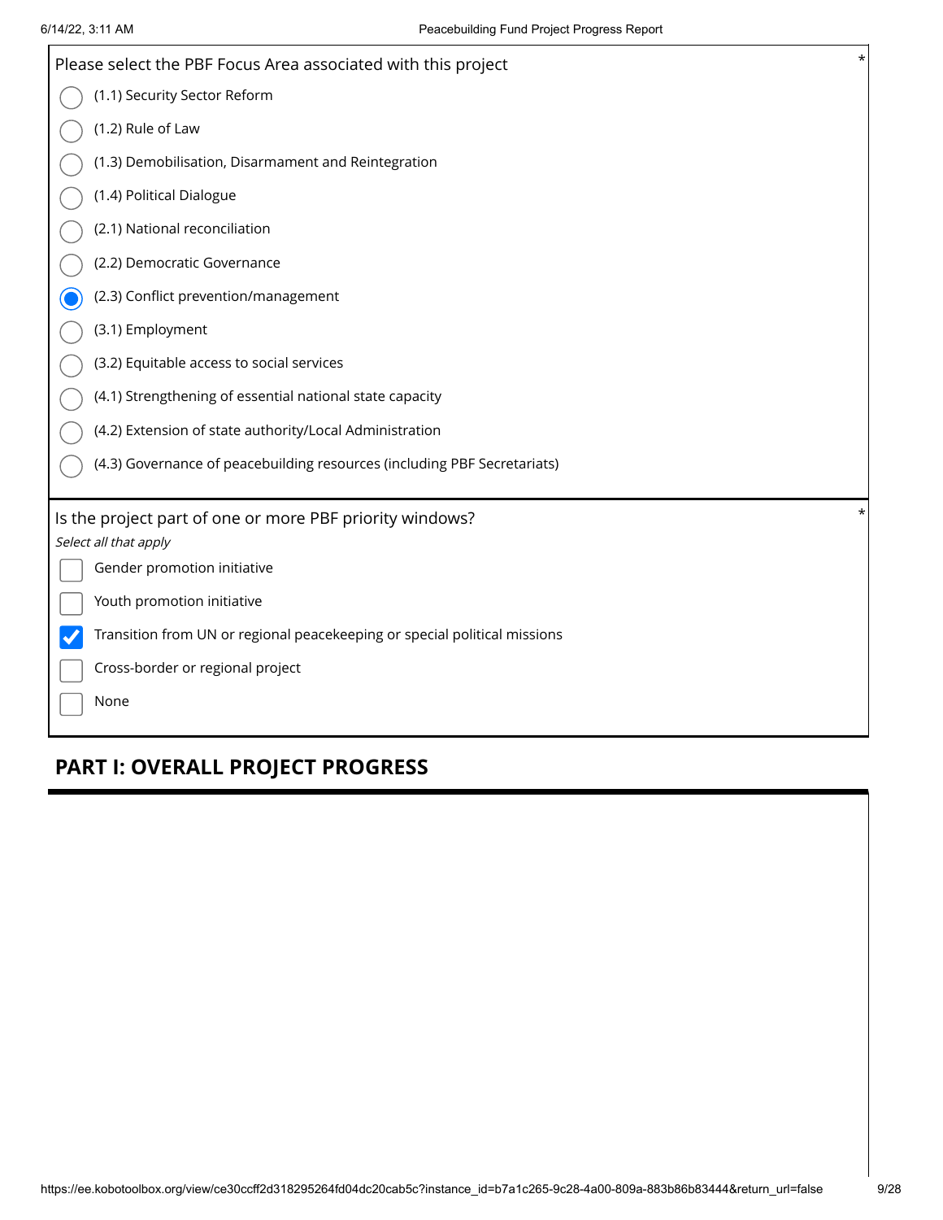Please select the PBF Focus Area associated with this project *

- ( ) (1.1) Security Sector Reform
- ( ) (1.2) Rule of Law
- ( ) (1.3) Demobilisation, Disarmament and Reintegration
- ( ) (1.4) Political Dialogue
- ( ) (2.1) National reconciliation
- ( ) (2.2) Democratic Governance
- (x) (2.3) Conflict prevention/management
- ( ) (3.1) Employment
- ( ) (3.2) Equitable access to social services
- ( ) (4.1) Strengthening of essential national state capacity
- ( ) (4.2) Extension of state authority/Local Administration
- ( ) (4.3) Governance of peacebuilding resources (including PBF Secretariats)

Is the project part of one or more PBF priority windows? *

*Select all that apply*

- [ ] Gender promotion initiative
- [ ] Youth promotion initiative
- [x] Transition from UN or regional peacekeeping or special political missions
- [ ] Cross-border or regional project
- [ ] None

## PART I: OVERALL PROJECT PROGRESS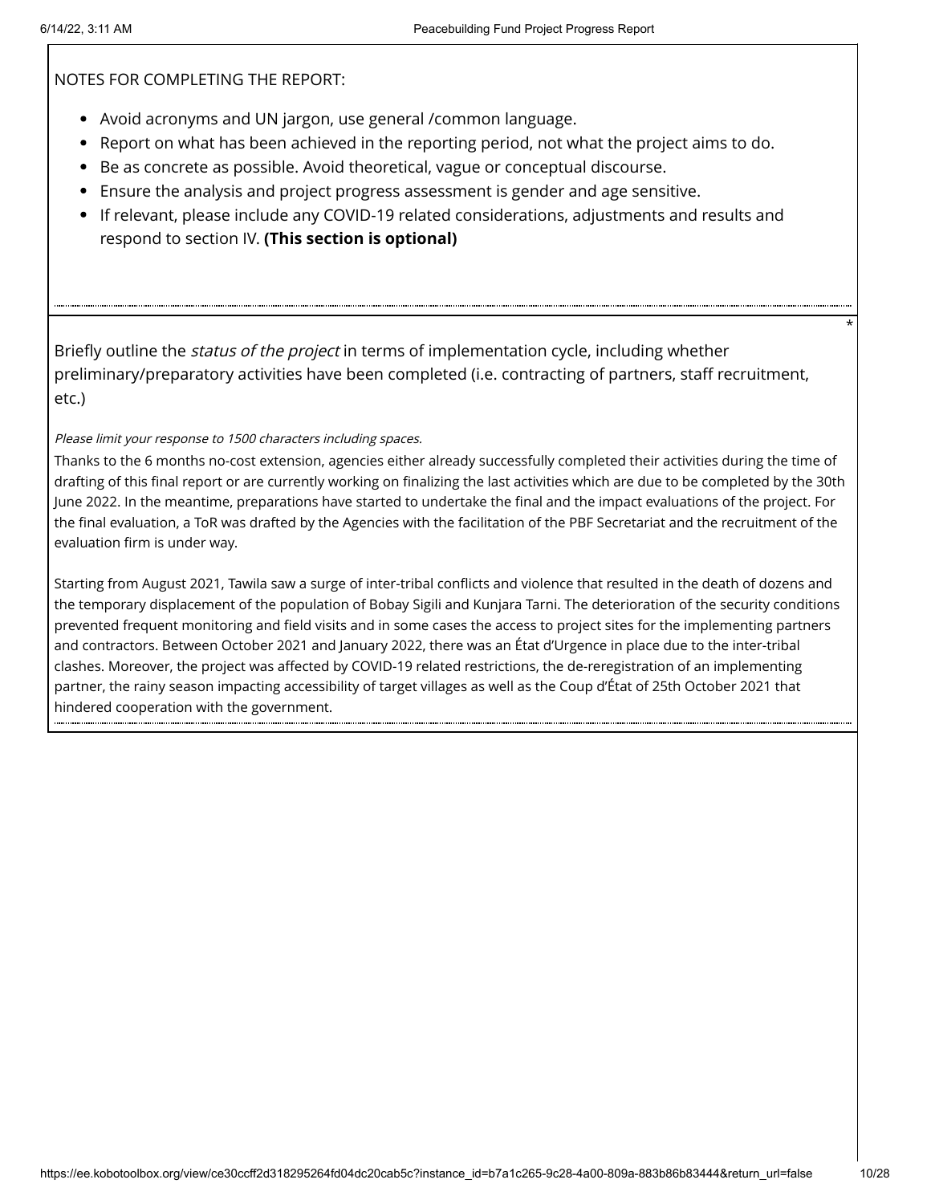NOTES FOR COMPLETING THE REPORT:

- Avoid acronyms and UN jargon, use general /common language.
- Report on what has been achieved in the reporting period, not what the project aims to do.
- Be as concrete as possible. Avoid theoretical, vague or conceptual discourse.
- Ensure the analysis and project progress assessment is gender and age sensitive.
- If relevant, please include any COVID-19 related considerations, adjustments and results and respond to section IV. **(This section is optional)**

*

Briefly outline the *status of the project* in terms of implementation cycle, including whether preliminary/preparatory activities have been completed (i.e. contracting of partners, staff recruitment, etc.)

*Please limit your response to 1500 characters including spaces.*

Thanks to the 6 months no-cost extension, agencies either already successfully completed their activities during the time of drafting of this final report or are currently working on finalizing the last activities which are due to be completed by the 30th June 2022. In the meantime, preparations have started to undertake the final and the impact evaluations of the project. For the final evaluation, a ToR was drafted by the Agencies with the facilitation of the PBF Secretariat and the recruitment of the evaluation firm is under way.

Starting from August 2021, Tawila saw a surge of inter-tribal conflicts and violence that resulted in the death of dozens and the temporary displacement of the population of Bobay Sigili and Kunjara Tarni. The deterioration of the security conditions prevented frequent monitoring and field visits and in some cases the access to project sites for the implementing partners and contractors. Between October 2021 and January 2022, there was an État d'Urgence in place due to the inter-tribal clashes. Moreover, the project was affected by COVID-19 related restrictions, the de-reregistration of an implementing partner, the rainy season impacting accessibility of target villages as well as the Coup d'État of 25th October 2021 that hindered cooperation with the government.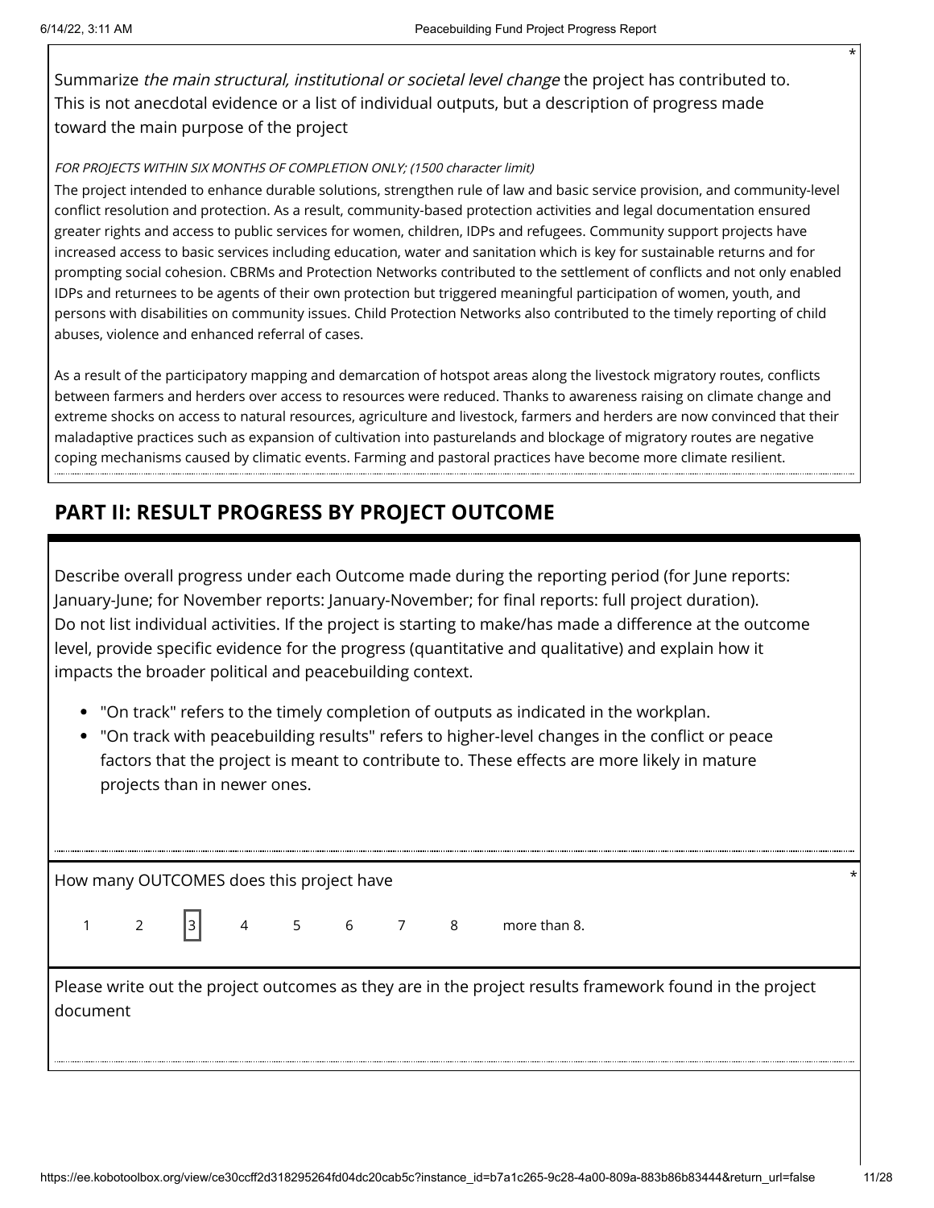Summarize *the main structural, institutional or societal level change* the project has contributed to. This is not anecdotal evidence or a list of individual outputs, but a description of progress made toward the main purpose of the project *

*FOR PROJECTS WITHIN SIX MONTHS OF COMPLETION ONLY; (1500 character limit)*

The project intended to enhance durable solutions, strengthen rule of law and basic service provision, and community-level conflict resolution and protection. As a result, community-based protection activities and legal documentation ensured greater rights and access to public services for women, children, IDPs and refugees. Community support projects have increased access to basic services including education, water and sanitation which is key for sustainable returns and for prompting social cohesion. CBRMs and Protection Networks contributed to the settlement of conflicts and not only enabled IDPs and returnees to be agents of their own protection but triggered meaningful participation of women, youth, and persons with disabilities on community issues. Child Protection Networks also contributed to the timely reporting of child abuses, violence and enhanced referral of cases.

As a result of the participatory mapping and demarcation of hotspot areas along the livestock migratory routes, conflicts between farmers and herders over access to resources were reduced. Thanks to awareness raising on climate change and extreme shocks on access to natural resources, agriculture and livestock, farmers and herders are now convinced that their maladaptive practices such as expansion of cultivation into pasturelands and blockage of migratory routes are negative coping mechanisms caused by climatic events. Farming and pastoral practices have become more climate resilient.

## PART II: RESULT PROGRESS BY PROJECT OUTCOME

Describe overall progress under each Outcome made during the reporting period (for June reports: January-June; for November reports: January-November; for final reports: full project duration). Do not list individual activities. If the project is starting to make/has made a difference at the outcome level, provide specific evidence for the progress (quantitative and qualitative) and explain how it impacts the broader political and peacebuilding context.

- "On track" refers to the timely completion of outputs as indicated in the workplan.
- "On track with peacebuilding results" refers to higher-level changes in the conflict or peace factors that the project is meant to contribute to. These effects are more likely in mature projects than in newer ones.

How many OUTCOMES does this project have *

1 2 [3] 4 5 6 7 8 more than 8.

Please write out the project outcomes as they are in the project results framework found in the project document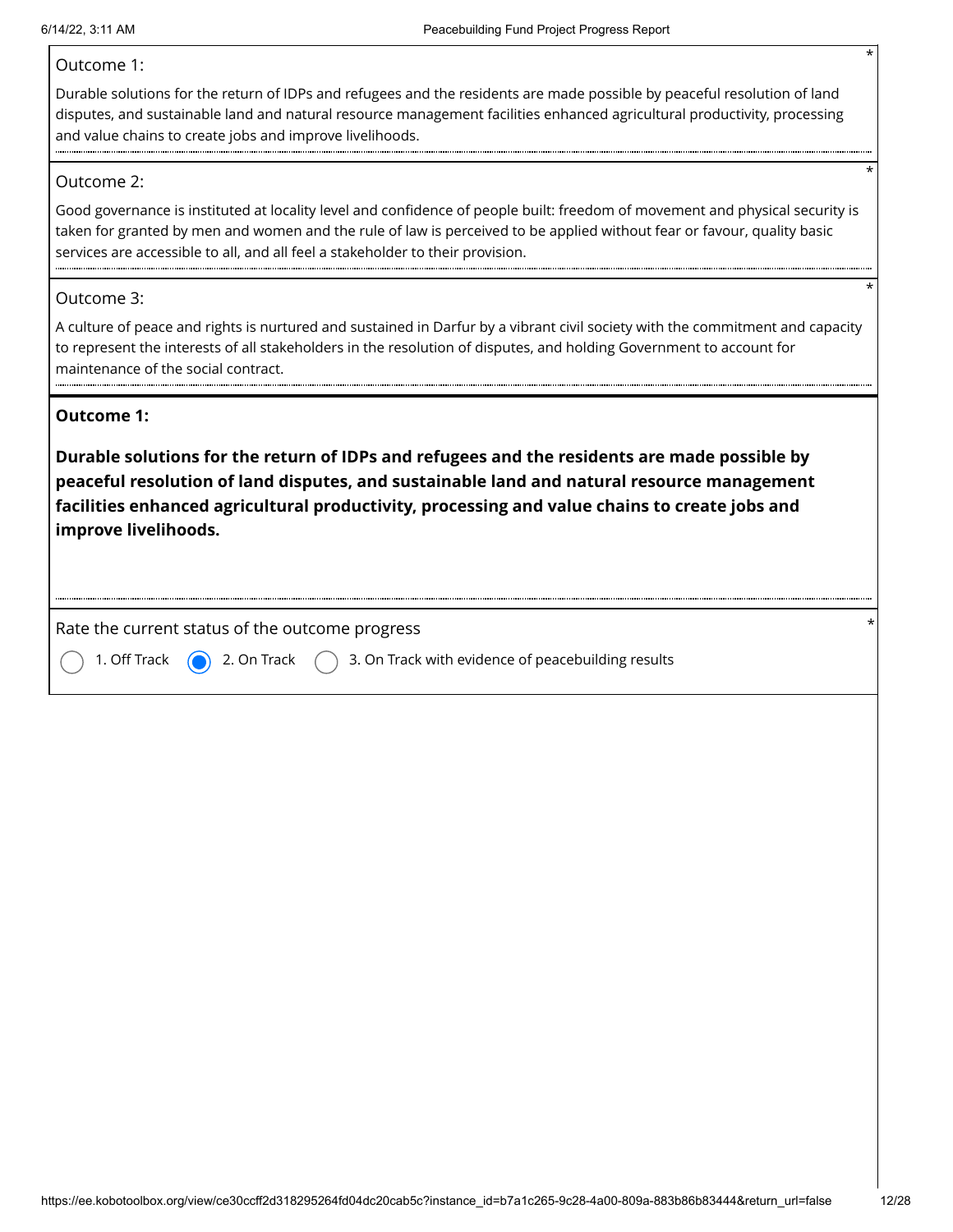Outcome 1:

Durable solutions for the return of IDPs and refugees and the residents are made possible by peaceful resolution of land disputes, and sustainable land and natural resource management facilities enhanced agricultural productivity, processing and value chains to create jobs and improve livelihoods.

Outcome 2:

Good governance is instituted at locality level and confidence of people built: freedom of movement and physical security is taken for granted by men and women and the rule of law is perceived to be applied without fear or favour, quality basic services are accessible to all, and all feel a stakeholder to their provision.

Outcome 3:

A culture of peace and rights is nurtured and sustained in Darfur by a vibrant civil society with the commitment and capacity to represent the interests of all stakeholders in the resolution of disputes, and holding Government to account for maintenance of the social contract.

**Outcome 1:**

**Durable solutions for the return of IDPs and refugees and the residents are made possible by peaceful resolution of land disputes, and sustainable land and natural resource management facilities enhanced agricultural productivity, processing and value chains to create jobs and improve livelihoods.**

Rate the current status of the outcome progress *

- ( ) 1. Off Track
- (x) 2. On Track
- ( ) 3. On Track with evidence of peacebuilding results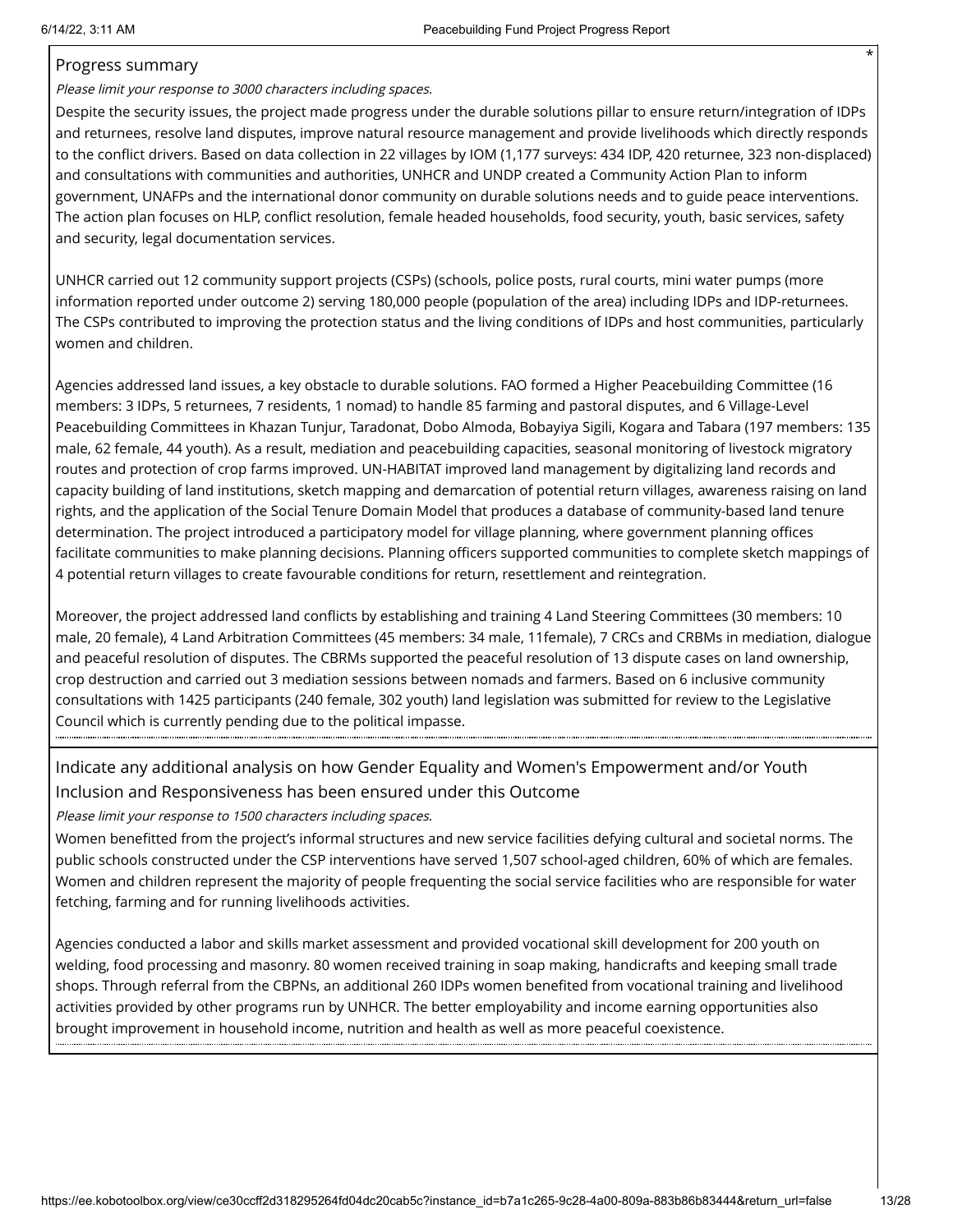Progress summary

*Please limit your response to 3000 characters including spaces.*

Despite the security issues, the project made progress under the durable solutions pillar to ensure return/integration of IDPs and returnees, resolve land disputes, improve natural resource management and provide livelihoods which directly responds to the conflict drivers. Based on data collection in 22 villages by IOM (1,177 surveys: 434 IDP, 420 returnee, 323 non-displaced) and consultations with communities and authorities, UNHCR and UNDP created a Community Action Plan to inform government, UNAFPs and the international donor community on durable solutions needs and to guide peace interventions. The action plan focuses on HLP, conflict resolution, female headed households, food security, youth, basic services, safety and security, legal documentation services.

UNHCR carried out 12 community support projects (CSPs) (schools, police posts, rural courts, mini water pumps (more information reported under outcome 2) serving 180,000 people (population of the area) including IDPs and IDP-returnees. The CSPs contributed to improving the protection status and the living conditions of IDPs and host communities, particularly women and children.

Agencies addressed land issues, a key obstacle to durable solutions. FAO formed a Higher Peacebuilding Committee (16 members: 3 IDPs, 5 returnees, 7 residents, 1 nomad) to handle 85 farming and pastoral disputes, and 6 Village-Level Peacebuilding Committees in Khazan Tunjur, Taradonat, Dobo Almoda, Bobayiya Sigili, Kogara and Tabara (197 members: 135 male, 62 female, 44 youth). As a result, mediation and peacebuilding capacities, seasonal monitoring of livestock migratory routes and protection of crop farms improved. UN-HABITAT improved land management by digitalizing land records and capacity building of land institutions, sketch mapping and demarcation of potential return villages, awareness raising on land rights, and the application of the Social Tenure Domain Model that produces a database of community-based land tenure determination. The project introduced a participatory model for village planning, where government planning offices facilitate communities to make planning decisions. Planning officers supported communities to complete sketch mappings of 4 potential return villages to create favourable conditions for return, resettlement and reintegration.

Moreover, the project addressed land conflicts by establishing and training 4 Land Steering Committees (30 members: 10 male, 20 female), 4 Land Arbitration Committees (45 members: 34 male, 11female), 7 CRCs and CRBMs in mediation, dialogue and peaceful resolution of disputes. The CBRMs supported the peaceful resolution of 13 dispute cases on land ownership, crop destruction and carried out 3 mediation sessions between nomads and farmers. Based on 6 inclusive community consultations with 1425 participants (240 female, 302 youth) land legislation was submitted for review to the Legislative Council which is currently pending due to the political impasse.

Indicate any additional analysis on how Gender Equality and Women's Empowerment and/or Youth Inclusion and Responsiveness has been ensured under this Outcome

*Please limit your response to 1500 characters including spaces.*

Women benefitted from the project's informal structures and new service facilities defying cultural and societal norms. The public schools constructed under the CSP interventions have served 1,507 school-aged children, 60% of which are females. Women and children represent the majority of people frequenting the social service facilities who are responsible for water fetching, farming and for running livelihoods activities.

Agencies conducted a labor and skills market assessment and provided vocational skill development for 200 youth on welding, food processing and masonry. 80 women received training in soap making, handicrafts and keeping small trade shops. Through referral from the CBPNs, an additional 260 IDPs women benefited from vocational training and livelihood activities provided by other programs run by UNHCR. The better employability and income earning opportunities also brought improvement in household income, nutrition and health as well as more peaceful coexistence.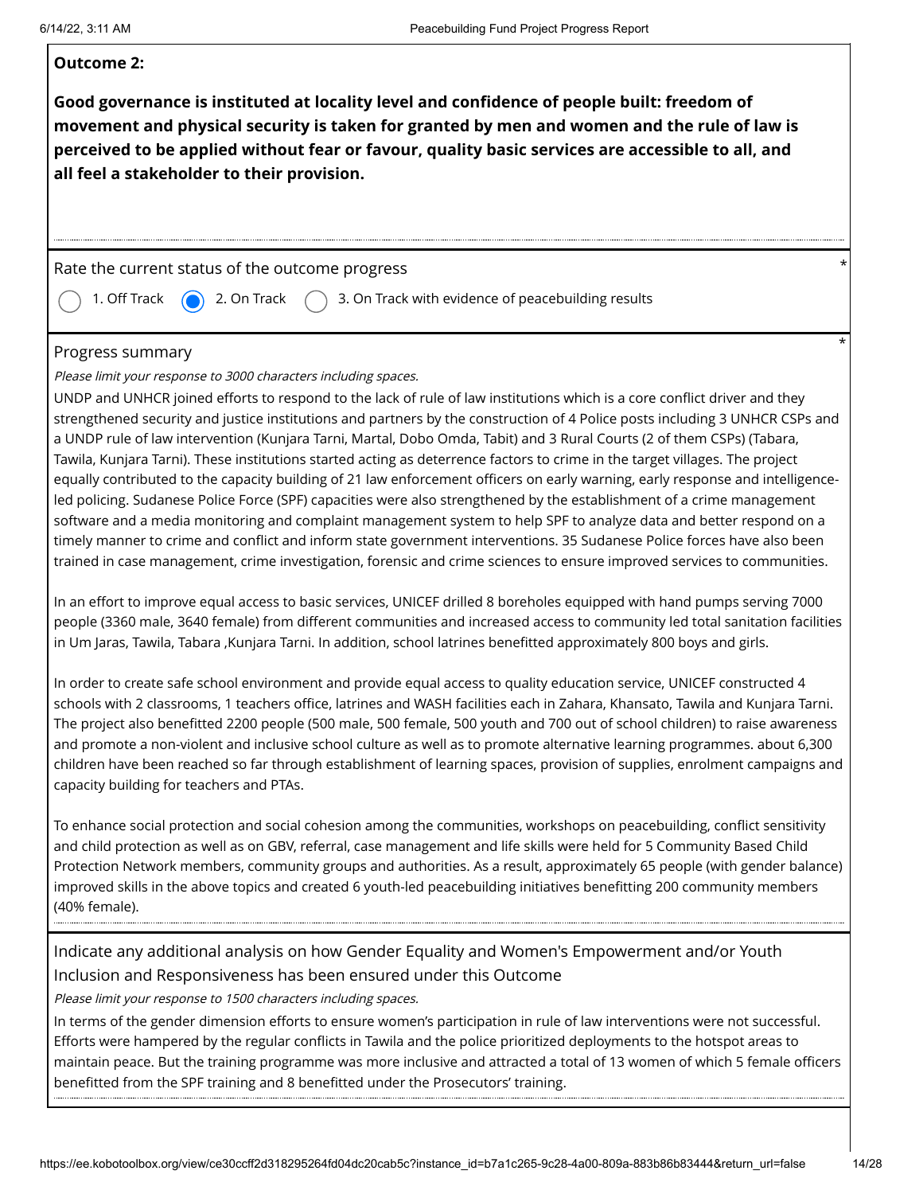**Outcome 2:**

**Good governance is instituted at locality level and confidence of people built: freedom of movement and physical security is taken for granted by men and women and the rule of law is perceived to be applied without fear or favour, quality basic services are accessible to all, and all feel a stakeholder to their provision.**

Rate the current status of the outcome progress *

- ○ 1. Off Track
- ◉ 2. On Track
- ○ 3. On Track with evidence of peacebuilding results

Progress summary *

*Please limit your response to 3000 characters including spaces.*

UNDP and UNHCR joined efforts to respond to the lack of rule of law institutions which is a core conflict driver and they strengthened security and justice institutions and partners by the construction of 4 Police posts including 3 UNHCR CSPs and a UNDP rule of law intervention (Kunjara Tarni, Martal, Dobo Omda, Tabit) and 3 Rural Courts (2 of them CSPs) (Tabara, Tawila, Kunjara Tarni). These institutions started acting as deterrence factors to crime in the target villages. The project equally contributed to the capacity building of 21 law enforcement officers on early warning, early response and intelligence-led policing. Sudanese Police Force (SPF) capacities were also strengthened by the establishment of a crime management software and a media monitoring and complaint management system to help SPF to analyze data and better respond on a timely manner to crime and conflict and inform state government interventions. 35 Sudanese Police forces have also been trained in case management, crime investigation, forensic and crime sciences to ensure improved services to communities.

In an effort to improve equal access to basic services, UNICEF drilled 8 boreholes equipped with hand pumps serving 7000 people (3360 male, 3640 female) from different communities and increased access to community led total sanitation facilities in Um Jaras, Tawila, Tabara ,Kunjara Tarni. In addition, school latrines benefitted approximately 800 boys and girls.

In order to create safe school environment and provide equal access to quality education service, UNICEF constructed 4 schools with 2 classrooms, 1 teachers office, latrines and WASH facilities each in Zahara, Khansato, Tawila and Kunjara Tarni. The project also benefitted 2200 people (500 male, 500 female, 500 youth and 700 out of school children) to raise awareness and promote a non-violent and inclusive school culture as well as to promote alternative learning programmes. about 6,300 children have been reached so far through establishment of learning spaces, provision of supplies, enrolment campaigns and capacity building for teachers and PTAs.

To enhance social protection and social cohesion among the communities, workshops on peacebuilding, conflict sensitivity and child protection as well as on GBV, referral, case management and life skills were held for 5 Community Based Child Protection Network members, community groups and authorities. As a result, approximately 65 people (with gender balance) improved skills in the above topics and created 6 youth-led peacebuilding initiatives benefitting 200 community members (40% female).

Indicate any additional analysis on how Gender Equality and Women's Empowerment and/or Youth Inclusion and Responsiveness has been ensured under this Outcome

*Please limit your response to 1500 characters including spaces.*

In terms of the gender dimension efforts to ensure women's participation in rule of law interventions were not successful. Efforts were hampered by the regular conflicts in Tawila and the police prioritized deployments to the hotspot areas to maintain peace. But the training programme was more inclusive and attracted a total of 13 women of which 5 female officers benefitted from the SPF training and 8 benefitted under the Prosecutors' training.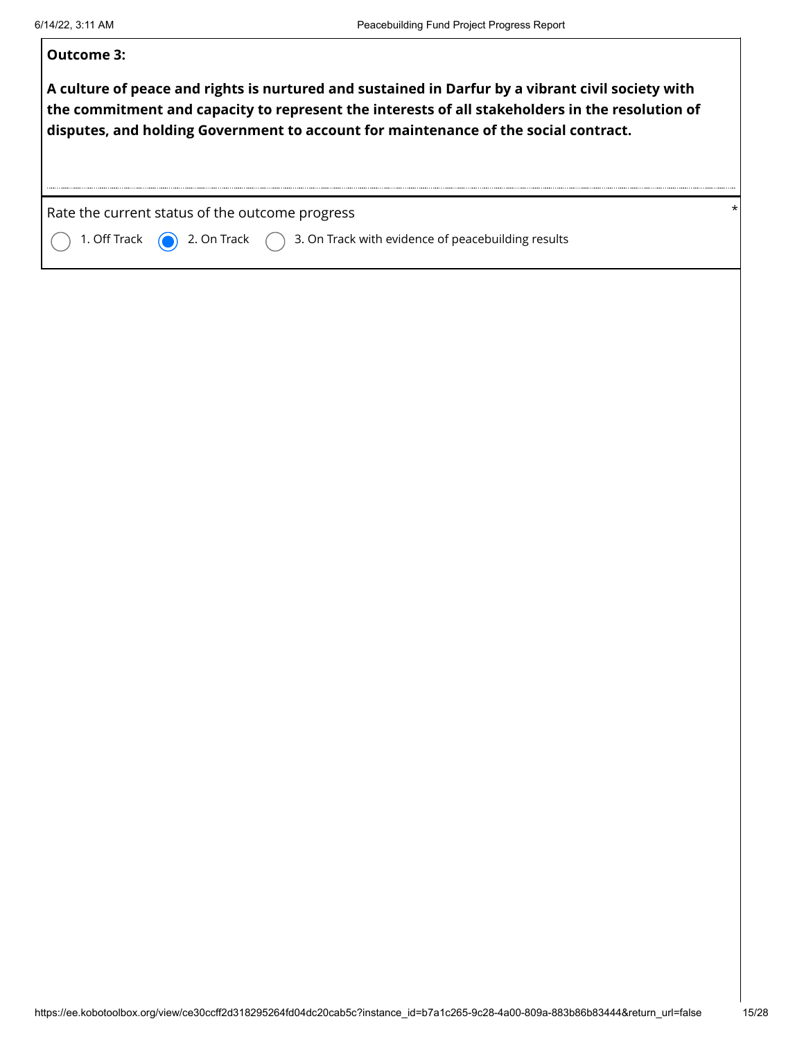**Outcome 3:**

**A culture of peace and rights is nurtured and sustained in Darfur by a vibrant civil society with the commitment and capacity to represent the interests of all stakeholders in the resolution of disputes, and holding Government to account for maintenance of the social contract.**

Rate the current status of the outcome progress *

- ( ) 1. Off Track
- (x) 2. On Track
- ( ) 3. On Track with evidence of peacebuilding results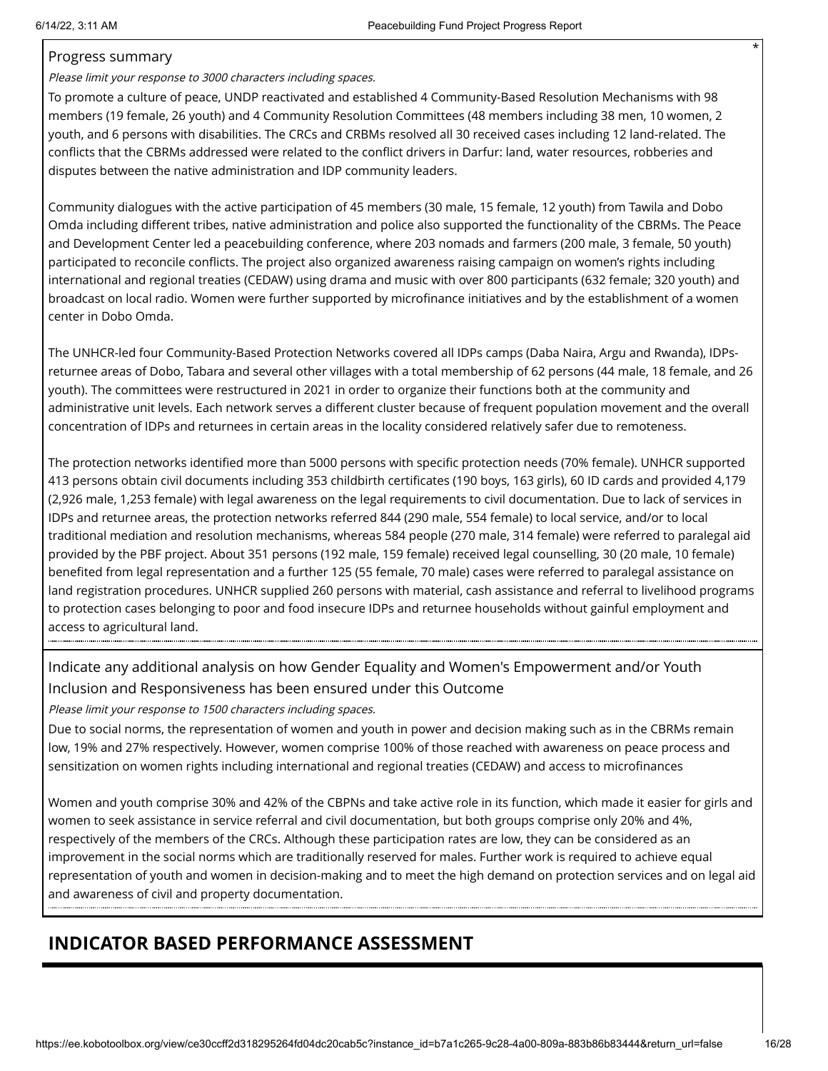Progress summary

*Please limit your response to 3000 characters including spaces.*

To promote a culture of peace, UNDP reactivated and established 4 Community-Based Resolution Mechanisms with 98 members (19 female, 26 youth) and 4 Community Resolution Committees (48 members including 38 men, 10 women, 2 youth, and 6 persons with disabilities. The CRCs and CRBMs resolved all 30 received cases including 12 land-related. The conflicts that the CBRMs addressed were related to the conflict drivers in Darfur: land, water resources, robberies and disputes between the native administration and IDP community leaders.

Community dialogues with the active participation of 45 members (30 male, 15 female, 12 youth) from Tawila and Dobo Omda including different tribes, native administration and police also supported the functionality of the CBRMs. The Peace and Development Center led a peacebuilding conference, where 203 nomads and farmers (200 male, 3 female, 50 youth) participated to reconcile conflicts. The project also organized awareness raising campaign on women's rights including international and regional treaties (CEDAW) using drama and music with over 800 participants (632 female; 320 youth) and broadcast on local radio. Women were further supported by microfinance initiatives and by the establishment of a women center in Dobo Omda.

The UNHCR-led four Community-Based Protection Networks covered all IDPs camps (Daba Naira, Argu and Rwanda), IDPs-returnee areas of Dobo, Tabara and several other villages with a total membership of 62 persons (44 male, 18 female, and 26 youth). The committees were restructured in 2021 in order to organize their functions both at the community and administrative unit levels. Each network serves a different cluster because of frequent population movement and the overall concentration of IDPs and returnees in certain areas in the locality considered relatively safer due to remoteness.

The protection networks identified more than 5000 persons with specific protection needs (70% female). UNHCR supported 413 persons obtain civil documents including 353 childbirth certificates (190 boys, 163 girls), 60 ID cards and provided 4,179 (2,926 male, 1,253 female) with legal awareness on the legal requirements to civil documentation. Due to lack of services in IDPs and returnee areas, the protection networks referred 844 (290 male, 554 female) to local service, and/or to local traditional mediation and resolution mechanisms, whereas 584 people (270 male, 314 female) were referred to paralegal aid provided by the PBF project. About 351 persons (192 male, 159 female) received legal counselling, 30 (20 male, 10 female) benefited from legal representation and a further 125 (55 female, 70 male) cases were referred to paralegal assistance on land registration procedures. UNHCR supplied 260 persons with material, cash assistance and referral to livelihood programs to protection cases belonging to poor and food insecure IDPs and returnee households without gainful employment and access to agricultural land.

Indicate any additional analysis on how Gender Equality and Women's Empowerment and/or Youth Inclusion and Responsiveness has been ensured under this Outcome

*Please limit your response to 1500 characters including spaces.*

Due to social norms, the representation of women and youth in power and decision making such as in the CBRMs remain low, 19% and 27% respectively. However, women comprise 100% of those reached with awareness on peace process and sensitization on women rights including international and regional treaties (CEDAW) and access to microfinances

Women and youth comprise 30% and 42% of the CBPNs and take active role in its function, which made it easier for girls and women to seek assistance in service referral and civil documentation, but both groups comprise only 20% and 4%, respectively of the members of the CRCs. Although these participation rates are low, they can be considered as an improvement in the social norms which are traditionally reserved for males. Further work is required to achieve equal representation of youth and women in decision-making and to meet the high demand on protection services and on legal aid and awareness of civil and property documentation.

## INDICATOR BASED PERFORMANCE ASSESSMENT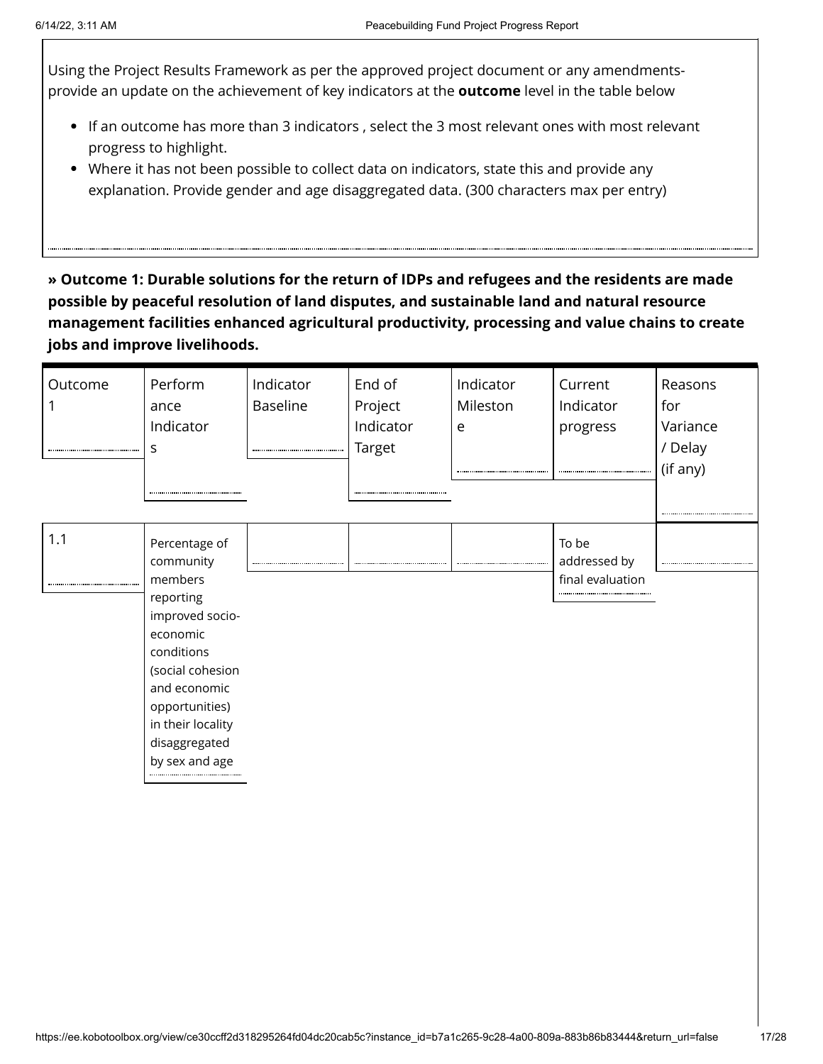Using the Project Results Framework as per the approved project document or any amendments- provide an update on the achievement of key indicators at the **outcome** level in the table below

- If an outcome has more than 3 indicators , select the 3 most relevant ones with most relevant progress to highlight.
- Where it has not been possible to collect data on indicators, state this and provide any explanation. Provide gender and age disaggregated data. (300 characters max per entry)

**» Outcome 1: Durable solutions for the return of IDPs and refugees and the residents are made possible by peaceful resolution of land disputes, and sustainable land and natural resource management facilities enhanced agricultural productivity, processing and value chains to create jobs and improve livelihoods.**

| Outcome 1 | Performance Indicators | Indicator Baseline | End of Project Indicator Target | Indicator Milestone | Current Indicator progress | Reasons for Variance / Delay (if any) |
|---|---|---|---|---|---|---|
| 1.1 | Percentage of community members reporting improved socio-economic conditions (social cohesion and economic opportunities) in their locality disaggregated by sex and age | | | | To be addressed by final evaluation | |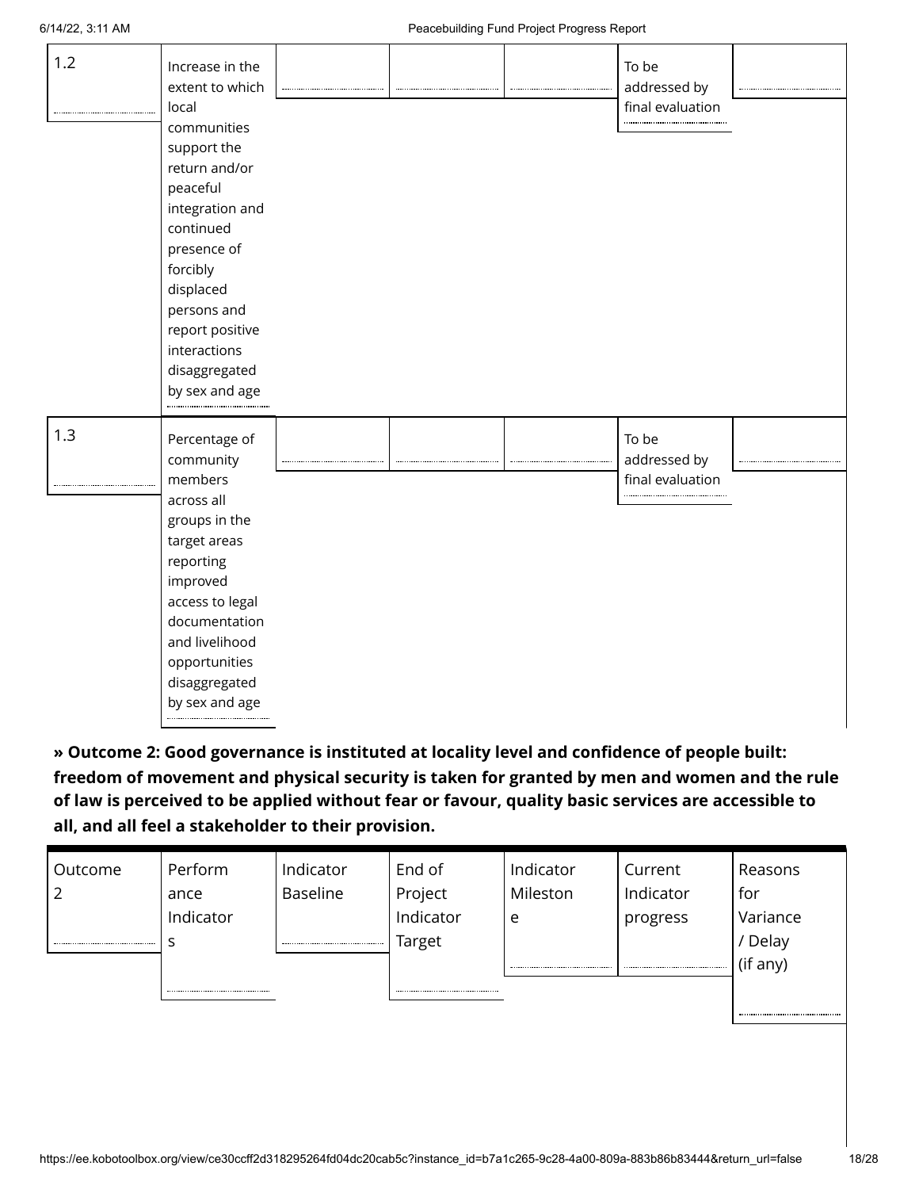| | | | | | | |
|---|---|---|---|---|---|---|
| 1.2 | Increase in the extent to which local communities support the return and/or peaceful integration and continued presence of forcibly displaced persons and report positive interactions disaggregated by sex and age | | | | To be addressed by final evaluation | |
| 1.3 | Percentage of community members across all groups in the target areas reporting improved access to legal documentation and livelihood opportunities disaggregated by sex and age | | | | To be addressed by final evaluation | |

**» Outcome 2: Good governance is instituted at locality level and confidence of people built: freedom of movement and physical security is taken for granted by men and women and the rule of law is perceived to be applied without fear or favour, quality basic services are accessible to all, and all feel a stakeholder to their provision.**

| Outcome 2 | Performance Indicators | Indicator Baseline | End of Project Indicator Target | Indicator Milestone | Current Indicator progress | Reasons for Variance / Delay (if any) |
|---|---|---|---|---|---|---|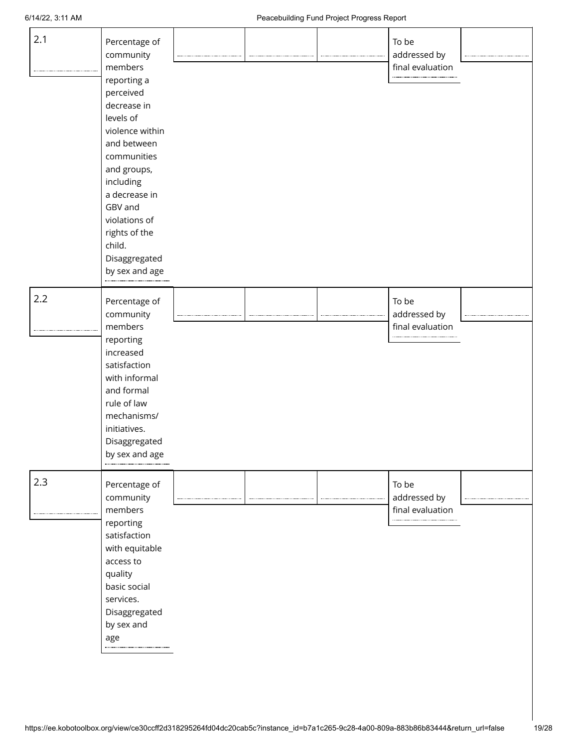| | | | | | | |
|---|---|---|---|---|---|---|
| 2.1 | Percentage of community members reporting a perceived decrease in levels of violence within and between communities and groups, including a decrease in GBV and violations of rights of the child. Disaggregated by sex and age | | | | To be addressed by final evaluation | |
| 2.2 | Percentage of community members reporting increased satisfaction with informal and formal rule of law mechanisms/ initiatives. Disaggregated by sex and age | | | | To be addressed by final evaluation | |
| 2.3 | Percentage of community members reporting satisfaction with equitable access to quality basic social services. Disaggregated by sex and age | | | | To be addressed by final evaluation | |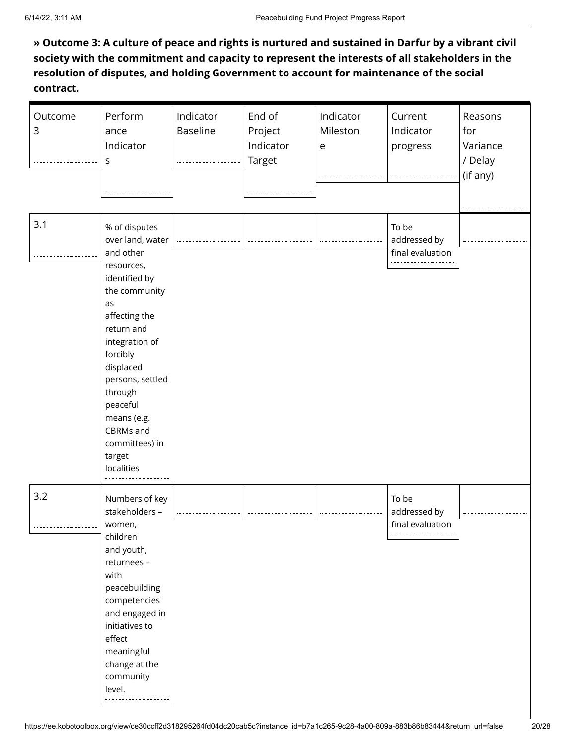**» Outcome 3: A culture of peace and rights is nurtured and sustained in Darfur by a vibrant civil society with the commitment and capacity to represent the interests of all stakeholders in the resolution of disputes, and holding Government to account for maintenance of the social contract.**

| Outcome 3 | Performance Indicators | Indicator Baseline | End of Project Indicator Target | Indicator Milestone | Current Indicator progress | Reasons for Variance / Delay (if any) |
|---|---|---|---|---|---|---|
| 3.1 | % of disputes over land, water and other resources, identified by the community as affecting the return and integration of forcibly displaced persons, settled through peaceful means (e.g. CBRMs and committees) in target localities | | | | To be addressed by final evaluation | |
| 3.2 | Numbers of key stakeholders – women, children and youth, returnees – with peacebuilding competencies and engaged in initiatives to effect meaningful change at the community level. | | | | To be addressed by final evaluation | |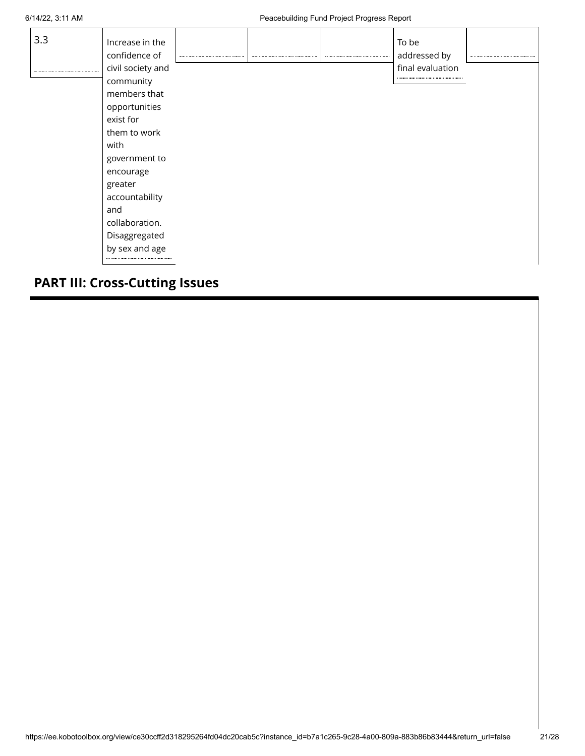| 3.3 | Increase in the confidence of civil society and community members that opportunities exist for them to work with government to encourage greater accountability and collaboration. Disaggregated by sex and age | | | | To be addressed by final evaluation | |
|---|---|---|---|---|---|---|

## PART III: Cross-Cutting Issues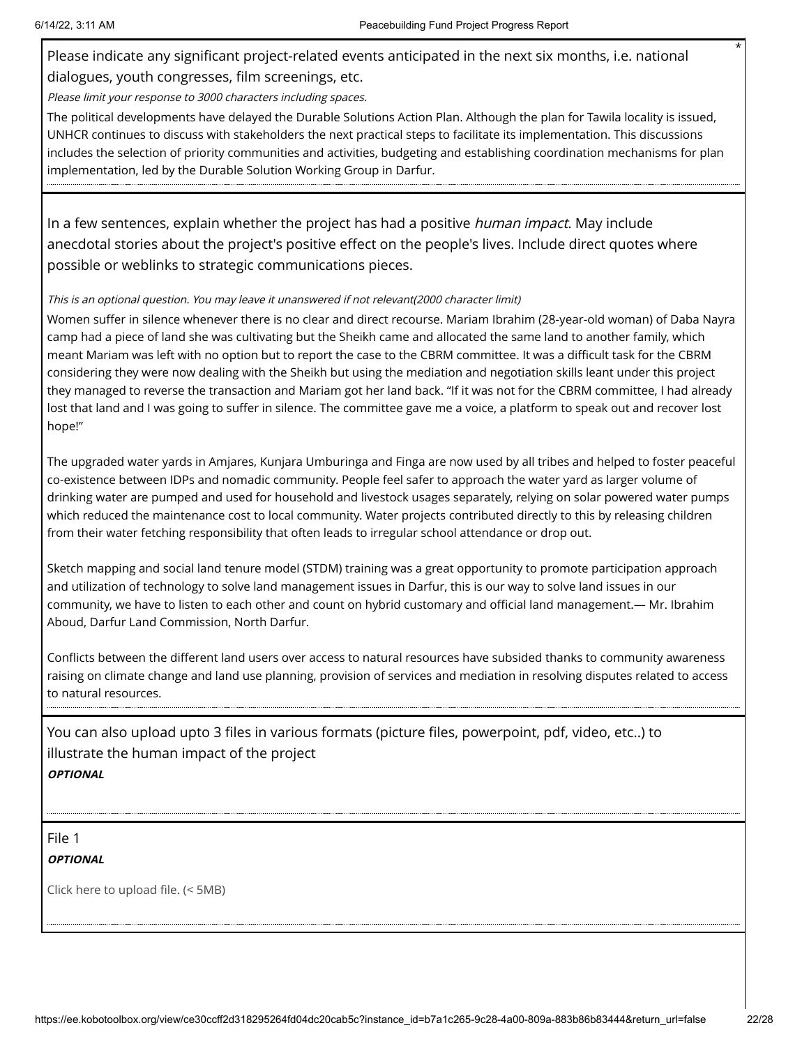Please indicate any significant project-related events anticipated in the next six months, i.e. national dialogues, youth congresses, film screenings, etc. *

*Please limit your response to 3000 characters including spaces.*

The political developments have delayed the Durable Solutions Action Plan. Although the plan for Tawila locality is issued, UNHCR continues to discuss with stakeholders the next practical steps to facilitate its implementation. This discussions includes the selection of priority communities and activities, budgeting and establishing coordination mechanisms for plan implementation, led by the Durable Solution Working Group in Darfur.

---

In a few sentences, explain whether the project has had a positive *human impact*. May include anecdotal stories about the project's positive effect on the people's lives. Include direct quotes where possible or weblinks to strategic communications pieces.

*This is an optional question. You may leave it unanswered if not relevant(2000 character limit)*

Women suffer in silence whenever there is no clear and direct recourse. Mariam Ibrahim (28-year-old woman) of Daba Nayra camp had a piece of land she was cultivating but the Sheikh came and allocated the same land to another family, which meant Mariam was left with no option but to report the case to the CBRM committee. It was a difficult task for the CBRM considering they were now dealing with the Sheikh but using the mediation and negotiation skills leant under this project they managed to reverse the transaction and Mariam got her land back. "If it was not for the CBRM committee, I had already lost that land and I was going to suffer in silence. The committee gave me a voice, a platform to speak out and recover lost hope!"

The upgraded water yards in Amjares, Kunjara Umburinga and Finga are now used by all tribes and helped to foster peaceful co-existence between IDPs and nomadic community. People feel safer to approach the water yard as larger volume of drinking water are pumped and used for household and livestock usages separately, relying on solar powered water pumps which reduced the maintenance cost to local community. Water projects contributed directly to this by releasing children from their water fetching responsibility that often leads to irregular school attendance or drop out.

Sketch mapping and social land tenure model (STDM) training was a great opportunity to promote participation approach and utilization of technology to solve land management issues in Darfur, this is our way to solve land issues in our community, we have to listen to each other and count on hybrid customary and official land management.— Mr. Ibrahim Aboud, Darfur Land Commission, North Darfur.

Conflicts between the different land users over access to natural resources have subsided thanks to community awareness raising on climate change and land use planning, provision of services and mediation in resolving disputes related to access to natural resources.

---

You can also upload upto 3 files in various formats (picture files, powerpoint, pdf, video, etc..) to illustrate the human impact of the project

***OPTIONAL***

---

File 1

***OPTIONAL***

Click here to upload file. (< 5MB)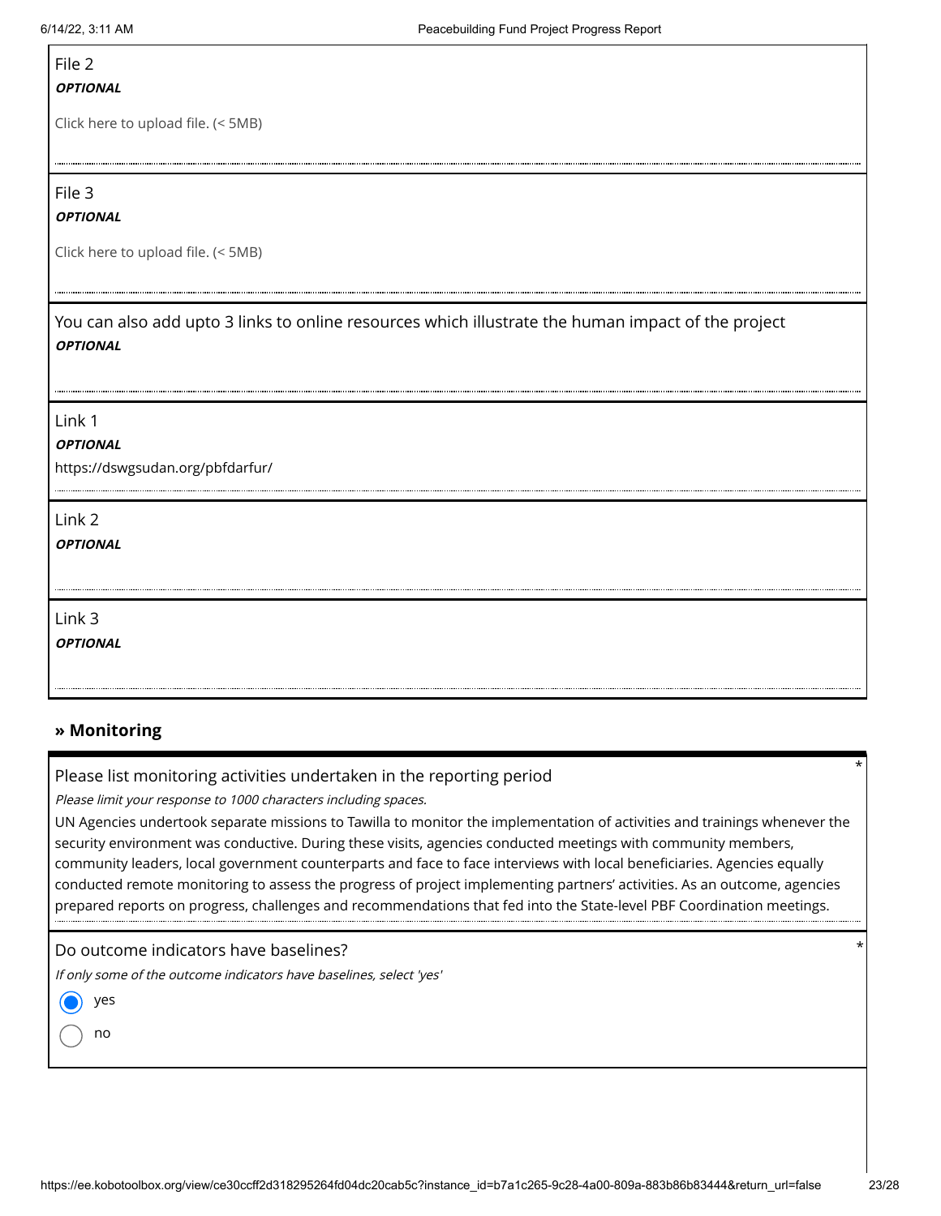File 2

***OPTIONAL***

Click here to upload file. (< 5MB)

File 3

***OPTIONAL***

Click here to upload file. (< 5MB)

You can also add upto 3 links to online resources which illustrate the human impact of the project

***OPTIONAL***

Link 1

***OPTIONAL***

https://dswgsudan.org/pbfdarfur/

Link 2

***OPTIONAL***

Link 3

***OPTIONAL***

## » Monitoring

Please list monitoring activities undertaken in the reporting period *

*Please limit your response to 1000 characters including spaces.*

UN Agencies undertook separate missions to Tawilla to monitor the implementation of activities and trainings whenever the security environment was conductive. During these visits, agencies conducted meetings with community members, community leaders, local government counterparts and face to face interviews with local beneficiaries. Agencies equally conducted remote monitoring to assess the progress of project implementing partners' activities. As an outcome, agencies prepared reports on progress, challenges and recommendations that fed into the State-level PBF Coordination meetings.

Do outcome indicators have baselines? *

*If only some of the outcome indicators have baselines, select 'yes'*

- (x) yes
- ( ) no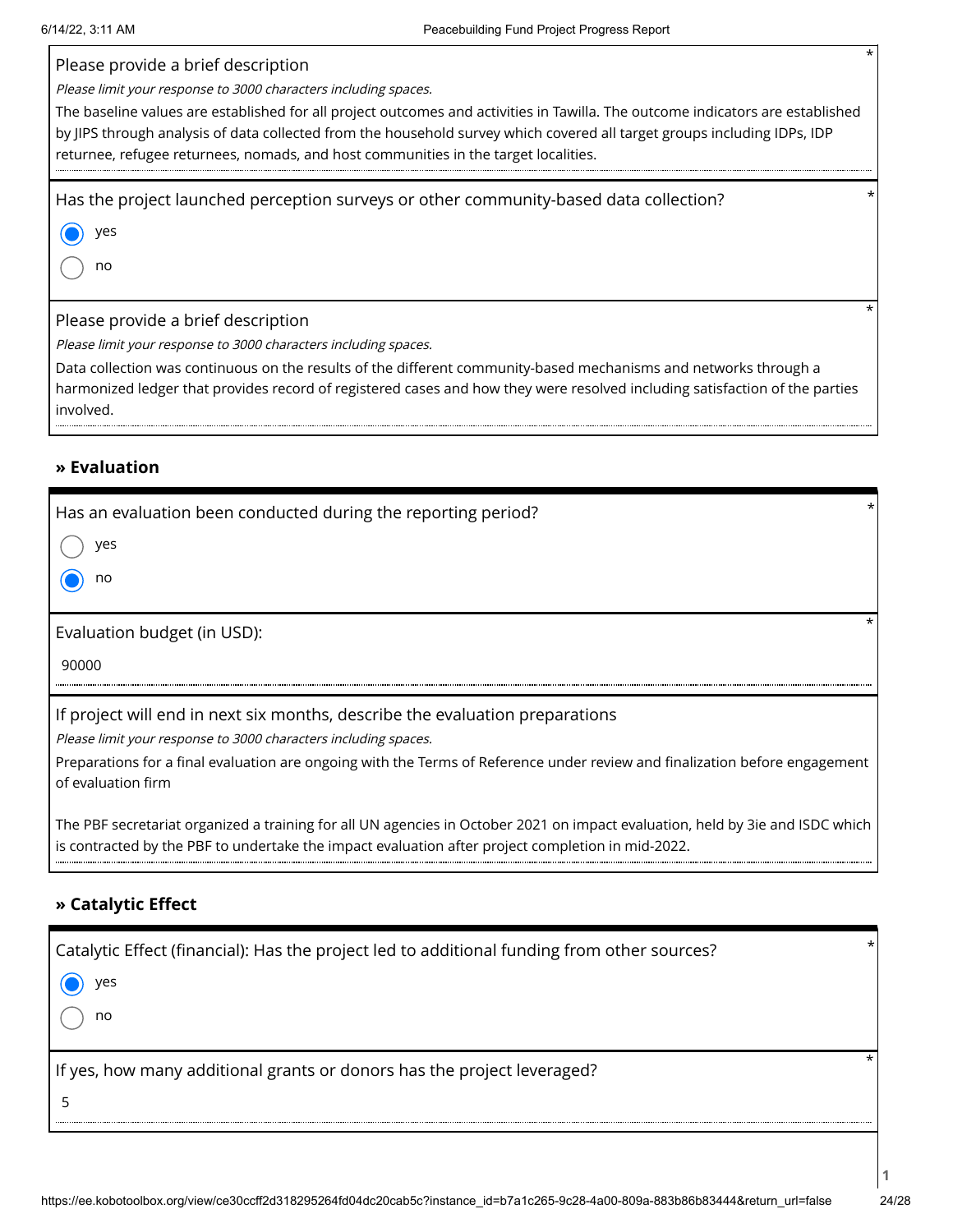Please provide a brief description *

*Please limit your response to 3000 characters including spaces.*

The baseline values are established for all project outcomes and activities in Tawilla. The outcome indicators are established by JIPS through analysis of data collected from the household survey which covered all target groups including IDPs, IDP returnee, refugee returnees, nomads, and host communities in the target localities.

Has the project launched perception surveys or other community-based data collection? *

- (●) yes
- ( ) no

Please provide a brief description *

*Please limit your response to 3000 characters including spaces.*

Data collection was continuous on the results of the different community-based mechanisms and networks through a harmonized ledger that provides record of registered cases and how they were resolved including satisfaction of the parties involved.

### » Evaluation

Has an evaluation been conducted during the reporting period? *

- ( ) yes
- (●) no

Evaluation budget (in USD): *

90000

If project will end in next six months, describe the evaluation preparations

*Please limit your response to 3000 characters including spaces.*

Preparations for a final evaluation are ongoing with the Terms of Reference under review and finalization before engagement of evaluation firm

The PBF secretariat organized a training for all UN agencies in October 2021 on impact evaluation, held by 3ie and ISDC which is contracted by the PBF to undertake the impact evaluation after project completion in mid-2022.

### » Catalytic Effect

Catalytic Effect (financial): Has the project led to additional funding from other sources? *

- (●) yes
- ( ) no

If yes, how many additional grants or donors has the project leveraged? *

5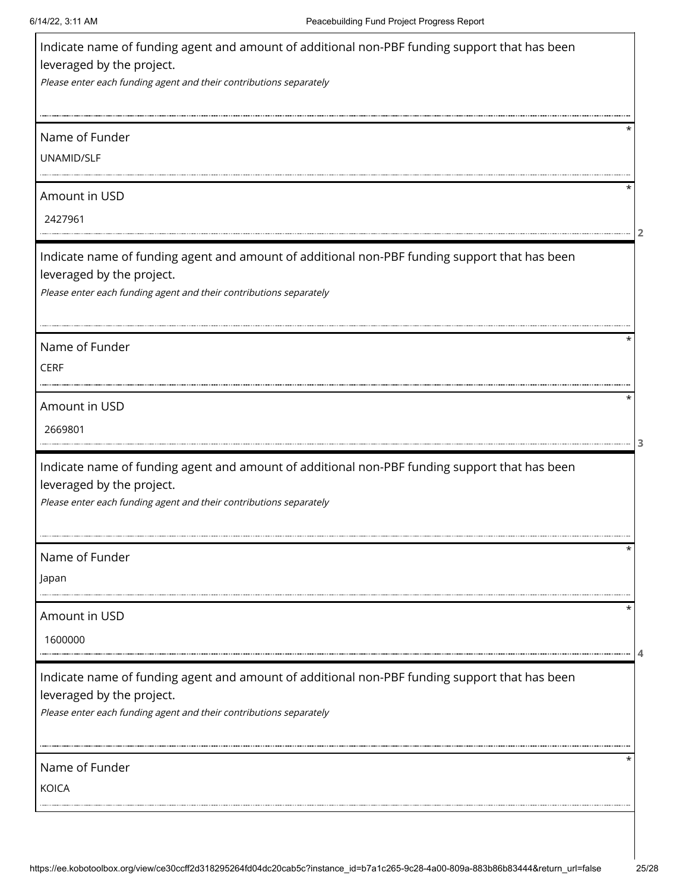Indicate name of funding agent and amount of additional non-PBF funding support that has been leveraged by the project.

*Please enter each funding agent and their contributions separately*

Name of Funder *

UNAMID/SLF

Amount in USD *

2427961

2

Indicate name of funding agent and amount of additional non-PBF funding support that has been leveraged by the project.

*Please enter each funding agent and their contributions separately*

Name of Funder *

CERF

Amount in USD *

2669801

3

Indicate name of funding agent and amount of additional non-PBF funding support that has been leveraged by the project.

*Please enter each funding agent and their contributions separately*

Name of Funder *

Japan

Amount in USD *

1600000

4

Indicate name of funding agent and amount of additional non-PBF funding support that has been leveraged by the project.

*Please enter each funding agent and their contributions separately*

Name of Funder *

KOICA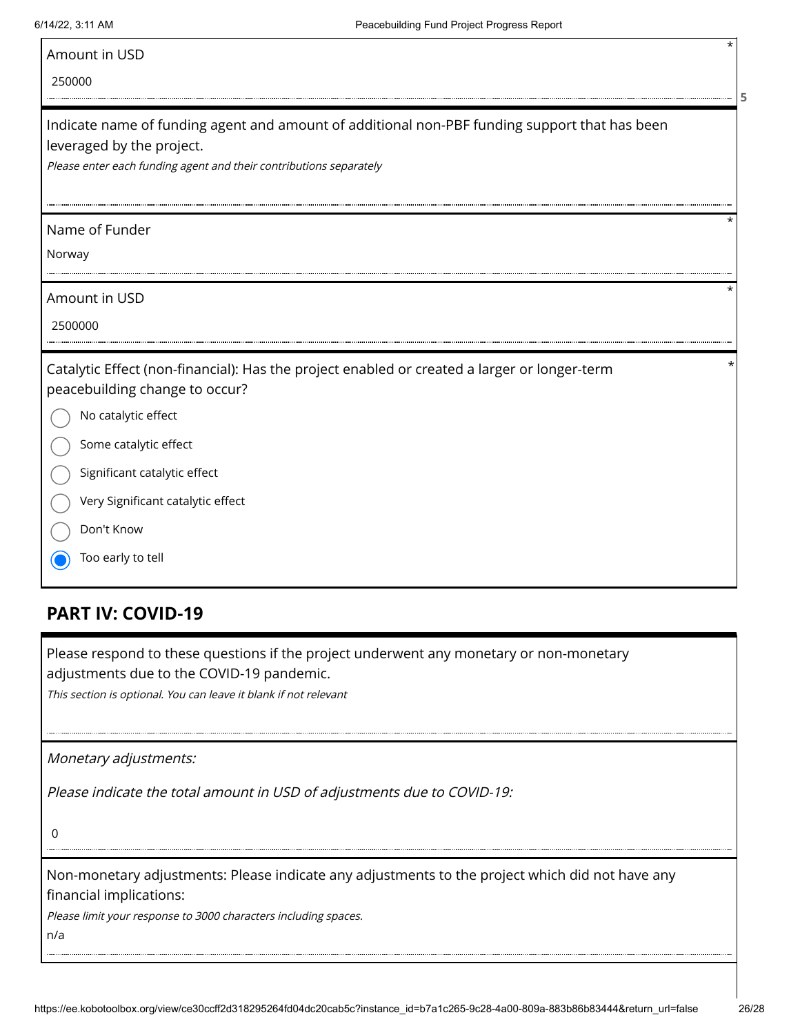Amount in USD *

250000

Indicate name of funding agent and amount of additional non-PBF funding support that has been leveraged by the project.

*Please enter each funding agent and their contributions separately*

Name of Funder *

Norway

Amount in USD *

2500000

Catalytic Effect (non-financial): Has the project enabled or created a larger or longer-term peacebuilding change to occur? *

- ○ No catalytic effect
- ○ Some catalytic effect
- ○ Significant catalytic effect
- ○ Very Significant catalytic effect
- ○ Don't Know
- ● Too early to tell

## PART IV: COVID-19

Please respond to these questions if the project underwent any monetary or non-monetary adjustments due to the COVID-19 pandemic.

*This section is optional. You can leave it blank if not relevant*

*Monetary adjustments:*

*Please indicate the total amount in USD of adjustments due to COVID-19:*

0

Non-monetary adjustments: Please indicate any adjustments to the project which did not have any financial implications:

*Please limit your response to 3000 characters including spaces.*

n/a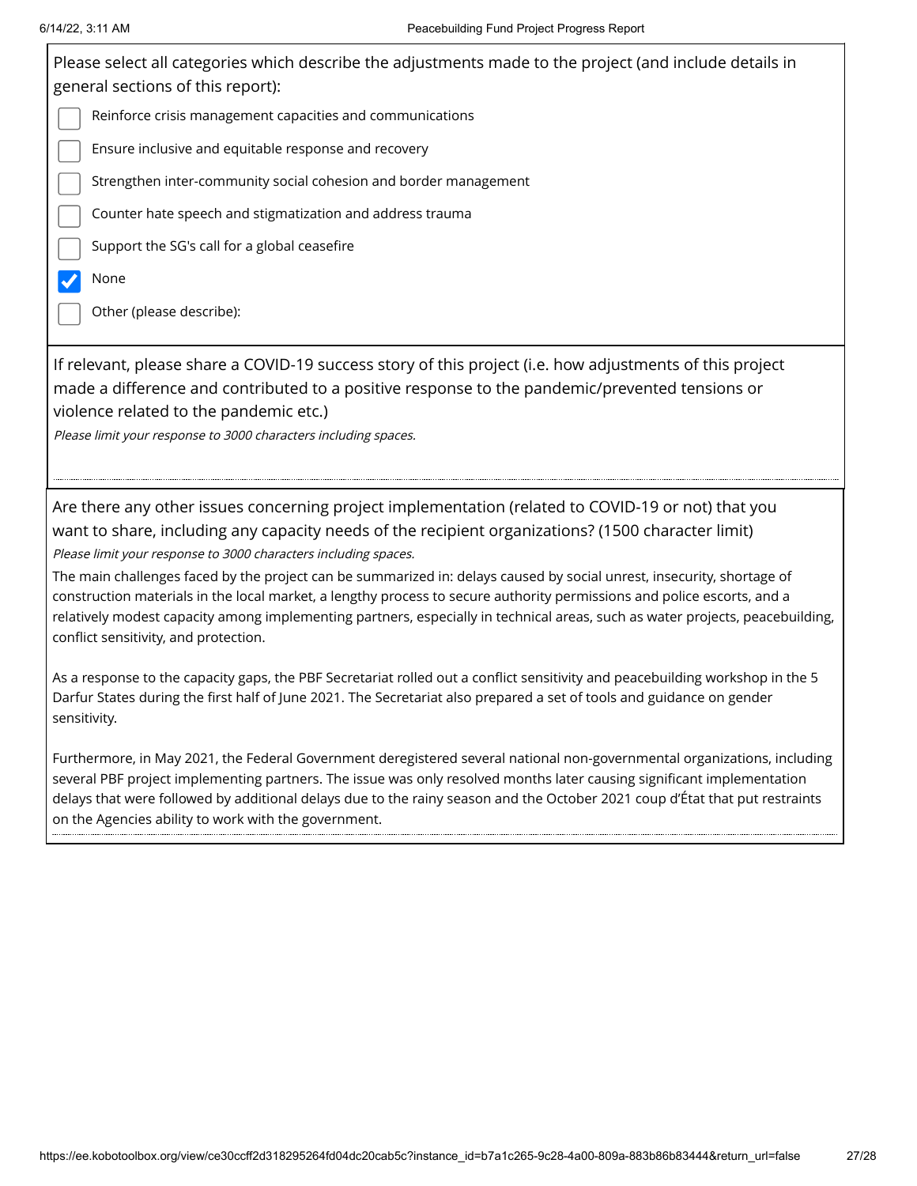Please select all categories which describe the adjustments made to the project (and include details in general sections of this report):

- [ ] Reinforce crisis management capacities and communications
- [ ] Ensure inclusive and equitable response and recovery
- [ ] Strengthen inter-community social cohesion and border management
- [ ] Counter hate speech and stigmatization and address trauma
- [ ] Support the SG's call for a global ceasefire
- [x] None
- [ ] Other (please describe):

If relevant, please share a COVID-19 success story of this project (i.e. how adjustments of this project made a difference and contributed to a positive response to the pandemic/prevented tensions or violence related to the pandemic etc.)

*Please limit your response to 3000 characters including spaces.*

Are there any other issues concerning project implementation (related to COVID-19 or not) that you want to share, including any capacity needs of the recipient organizations? (1500 character limit)

*Please limit your response to 3000 characters including spaces.*

The main challenges faced by the project can be summarized in: delays caused by social unrest, insecurity, shortage of construction materials in the local market, a lengthy process to secure authority permissions and police escorts, and a relatively modest capacity among implementing partners, especially in technical areas, such as water projects, peacebuilding, conflict sensitivity, and protection.

As a response to the capacity gaps, the PBF Secretariat rolled out a conflict sensitivity and peacebuilding workshop in the 5 Darfur States during the first half of June 2021. The Secretariat also prepared a set of tools and guidance on gender sensitivity.

Furthermore, in May 2021, the Federal Government deregistered several national non-governmental organizations, including several PBF project implementing partners. The issue was only resolved months later causing significant implementation delays that were followed by additional delays due to the rainy season and the October 2021 coup d'État that put restraints on the Agencies ability to work with the government.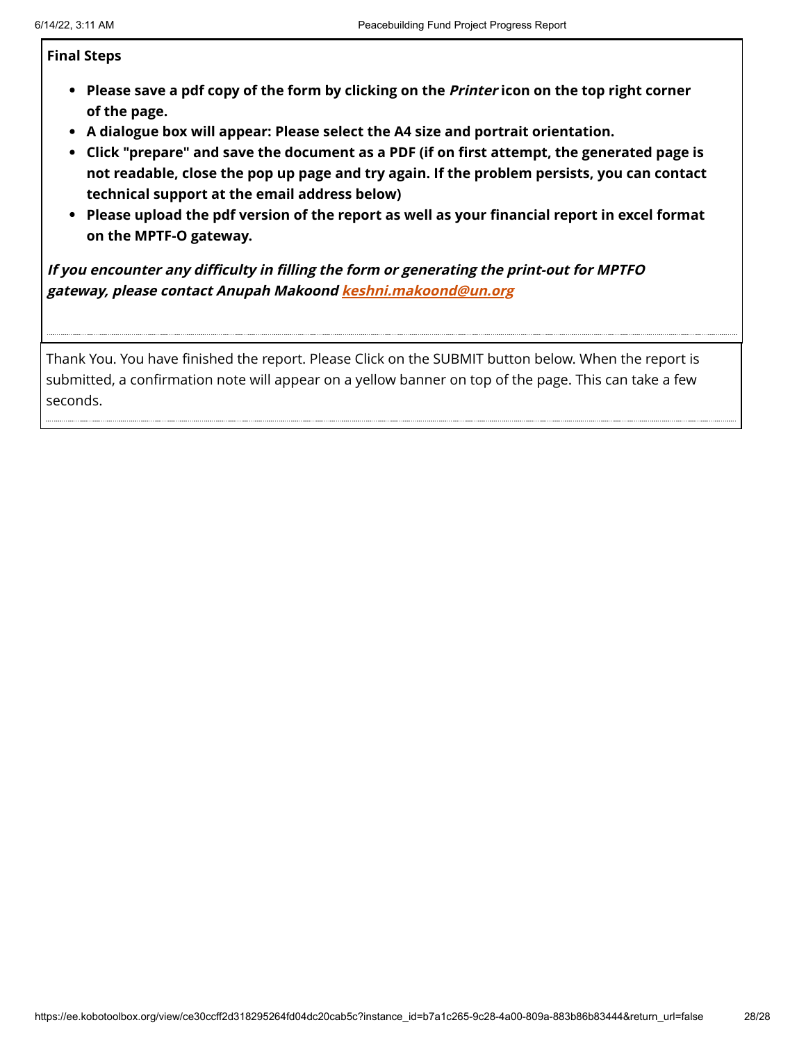**Final Steps**

- **Please save a pdf copy of the form by clicking on the *Printer* icon on the top right corner of the page.**
- **A dialogue box will appear: Please select the A4 size and portrait orientation.**
- **Click "prepare" and save the document as a PDF (if on first attempt, the generated page is not readable, close the pop up page and try again. If the problem persists, you can contact technical support at the email address below)**
- **Please upload the pdf version of the report as well as your financial report in excel format on the MPTF-O gateway.**

***If you encounter any difficulty in filling the form or generating the print-out for MPTFO gateway, please contact Anupah Makoond [keshni.makoond@un.org](mailto:keshni.makoond@un.org)***

Thank You. You have finished the report. Please Click on the SUBMIT button below. When the report is submitted, a confirmation note will appear on a yellow banner on top of the page. This can take a few seconds.